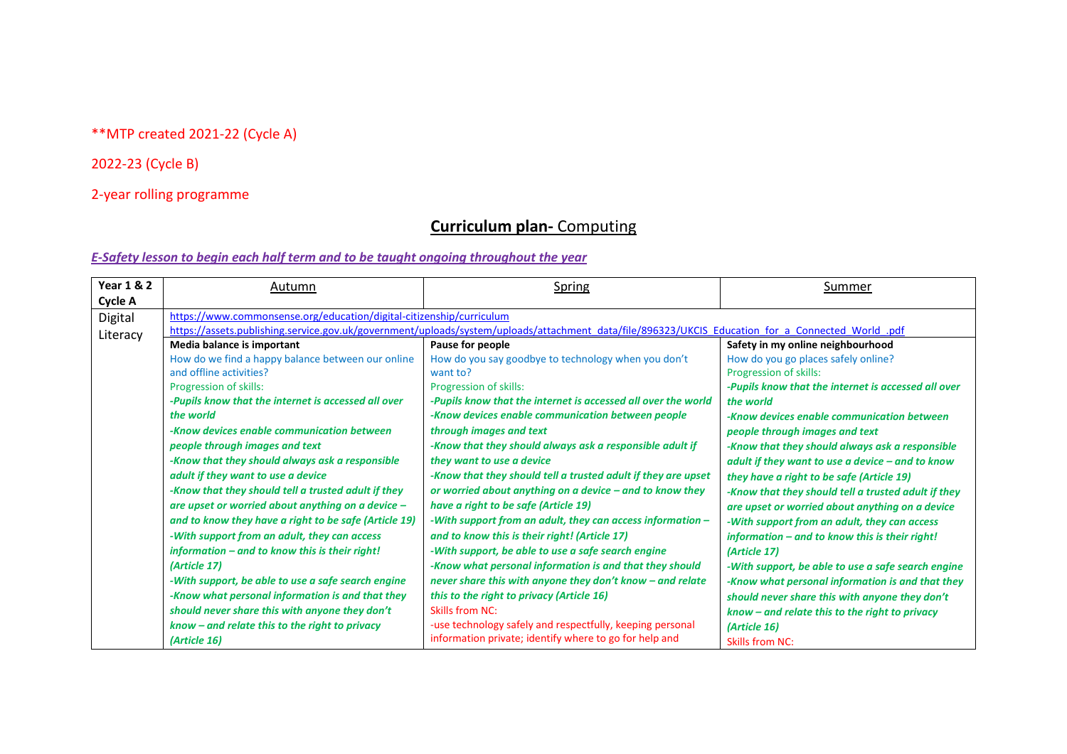**MTP created 2021-22 (Cycle A)

2022-23 (Cycle B)

2-year rolling programme

# **Curriculum plan-** Computing

***E-Safety lesson to begin each half term and to be taught ongoing throughout the year***

| **Year 1 & 2 Cycle A** | Autumn | Spring | Summer |
|---|---|---|---|
| Digital Literacy | https://www.commonsense.org/education/digital-citizenship/curriculum<br>https://assets.publishing.service.gov.uk/government/uploads/system/uploads/attachment_data/file/896323/UKCIS_Education_for_a_Connected_World_.pdf | | |
| | **Media balance is important**<br>How do we find a happy balance between our online and offline activities?<br>Progression of skills:<br>***-Pupils know that the internet is accessed all over the world***<br>***-Know devices enable communication between people through images and text***<br>***-Know that they should always ask a responsible adult if they want to use a device***<br>***-Know that they should tell a trusted adult if they are upset or worried about anything on a device – and to know they have a right to be safe (Article 19)***<br>***-With support from an adult, they can access information – and to know this is their right! (Article 17)***<br>***-With support, be able to use a safe search engine***<br>***-Know what personal information is and that they should never share this with anyone they don't know – and relate this to the right to privacy (Article 16)*** | **Pause for people**<br>How do you say goodbye to technology when you don't want to?<br>Progression of skills:<br>***-Pupils know that the internet is accessed all over the world***<br>***-Know devices enable communication between people through images and text***<br>***-Know that they should always ask a responsible adult if they want to use a device***<br>***-Know that they should tell a trusted adult if they are upset or worried about anything on a device – and to know they have a right to be safe (Article 19)***<br>***-With support from an adult, they can access information – and to know this is their right! (Article 17)***<br>***-With support, be able to use a safe search engine***<br>***-Know what personal information is and that they should never share this with anyone they don't know – and relate this to the right to privacy (Article 16)***<br>Skills from NC:<br>-use technology safely and respectfully, keeping personal information private; identify where to go for help and | **Safety in my online neighbourhood**<br>How do you go places safely online?<br>Progression of skills:<br>***-Pupils know that the internet is accessed all over the world***<br>***-Know devices enable communication between people through images and text***<br>***-Know that they should always ask a responsible adult if they want to use a device – and to know they have a right to be safe (Article 19)***<br>***-Know that they should tell a trusted adult if they are upset or worried about anything on a device***<br>***-With support from an adult, they can access information – and to know this is their right! (Article 17)***<br>***-With support, be able to use a safe search engine***<br>***-Know what personal information is and that they should never share this with anyone they don't know – and relate this to the right to privacy (Article 16)***<br>Skills from NC: |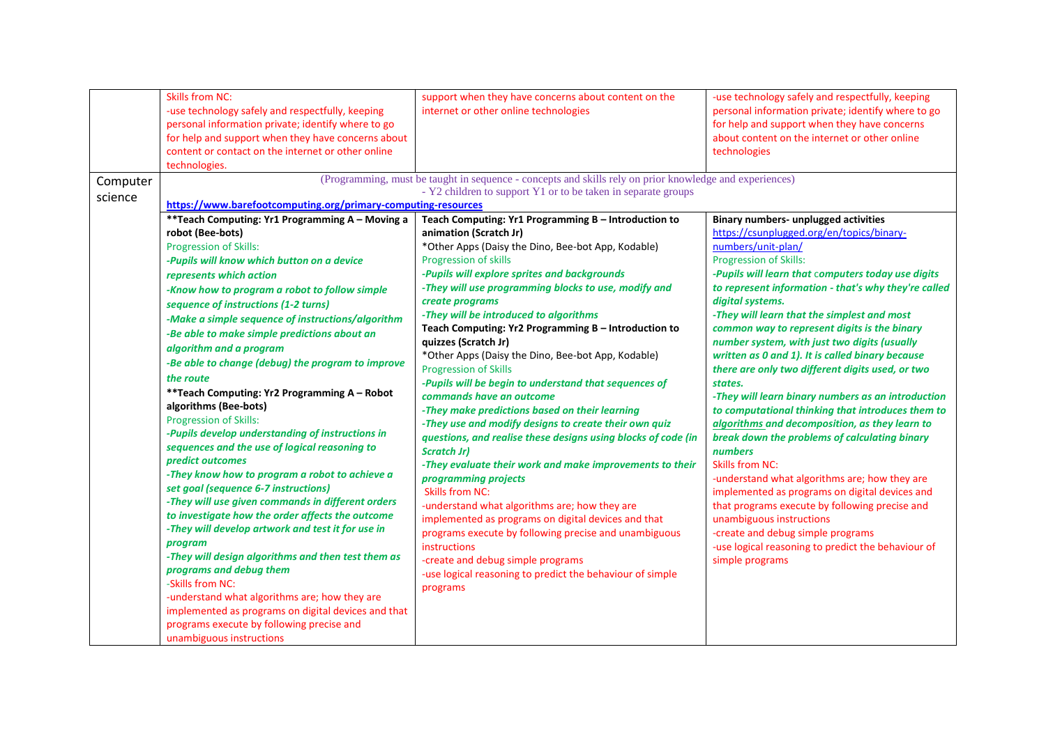| | | | |
|---|---|---|---|
| | Skills from NC:<br>-use technology safely and respectfully, keeping personal information private; identify where to go for help and support when they have concerns about content or contact on the internet or other online technologies. | support when they have concerns about content on the internet or other online technologies | -use technology safely and respectfully, keeping personal information private; identify where to go for help and support when they have concerns about content on the internet or other online technologies |
| Computer science | (Programming, must be taught in sequence - concepts and skills rely on prior knowledge and experiences)<br>- Y2 children to support Y1 or to be taken in separate groups<br>**https://www.barefootcomputing.org/primary-computing-resources** | | |
| | **\*\*Teach Computing: Yr1 Programming A – Moving a robot (Bee-bots)**<br>Progression of Skills:<br>***-Pupils will know which button on a device represents which action***<br>***-Know how to program a robot to follow simple sequence of instructions (1-2 turns)***<br>***-Make a simple sequence of instructions/algorithm***<br>***-Be able to make simple predictions about an algorithm and a program***<br>***-Be able to change (debug) the program to improve the route***<br>**\*\*Teach Computing: Yr2 Programming A – Robot algorithms (Bee-bots)**<br>Progression of Skills:<br>***-Pupils develop understanding of instructions in sequences and the use of logical reasoning to predict outcomes***<br>***-They know how to program a robot to achieve a set goal (sequence 6-7 instructions)***<br>***-They will use given commands in different orders to investigate how the order affects the outcome***<br>***-They will develop artwork and test it for use in program***<br>***-They will design algorithms and then test them as programs and debug them***<br>-Skills from NC:<br>-understand what algorithms are; how they are implemented as programs on digital devices and that programs execute by following precise and unambiguous instructions | **Teach Computing: Yr1 Programming B – Introduction to animation (Scratch Jr)**<br>\*Other Apps (Daisy the Dino, Bee-bot App, Kodable)<br>Progression of skills<br>***-Pupils will explore sprites and backgrounds***<br>***-They will use programming blocks to use, modify and create programs***<br>***-They will be introduced to algorithms***<br>**Teach Computing: Yr2 Programming B – Introduction to quizzes (Scratch Jr)**<br>\*Other Apps (Daisy the Dino, Bee-bot App, Kodable)<br>Progression of Skills<br>***-Pupils will be begin to understand that sequences of commands have an outcome***<br>***-They make predictions based on their learning***<br>***-They use and modify designs to create their own quiz questions, and realise these designs using blocks of code (in Scratch Jr)***<br>***-They evaluate their work and make improvements to their programming projects***<br>Skills from NC:<br>-understand what algorithms are; how they are implemented as programs on digital devices and that programs execute by following precise and unambiguous instructions<br>-create and debug simple programs<br>-use logical reasoning to predict the behaviour of simple programs | **Binary numbers- unplugged activities**<br>https://csunplugged.org/en/topics/binary-numbers/unit-plan/<br>Progression of Skills:<br>***-Pupils will learn that computers today use digits to represent information - that's why they're called digital systems.***<br>***-They will learn that the simplest and most common way to represent digits is the binary number system, with just two digits (usually written as 0 and 1). It is called binary because there are only two different digits used, or two states.***<br>***-They will learn binary numbers as an introduction to computational thinking that introduces them to algorithms and decomposition, as they learn to break down the problems of calculating binary numbers***<br>Skills from NC:<br>-understand what algorithms are; how they are implemented as programs on digital devices and that programs execute by following precise and unambiguous instructions<br>-create and debug simple programs<br>-use logical reasoning to predict the behaviour of simple programs |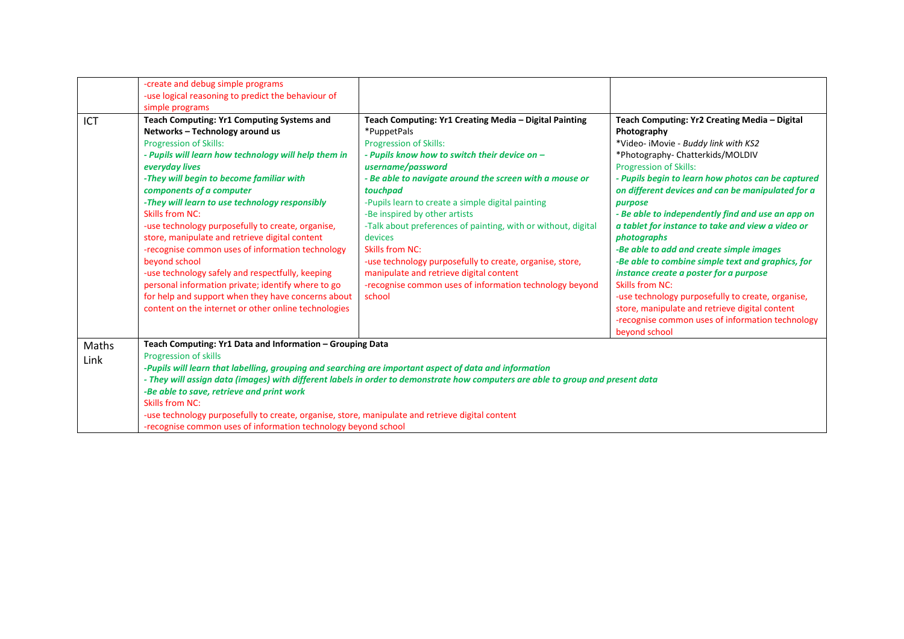| | | | |
|---|---|---|---|
| | -create and debug simple programs<br>-use logical reasoning to predict the behaviour of simple programs | | |
| ICT | **Teach Computing: Yr1 Computing Systems and Networks – Technology around us**<br>Progression of Skills:<br>***- Pupils will learn how technology will help them in everyday lives***<br>***-They will begin to become familiar with components of a computer***<br>***-They will learn to use technology responsibly***<br>Skills from NC:<br>-use technology purposefully to create, organise, store, manipulate and retrieve digital content<br>-recognise common uses of information technology beyond school<br>-use technology safely and respectfully, keeping personal information private; identify where to go for help and support when they have concerns about content on the internet or other online technologies | **Teach Computing: Yr1 Creating Media – Digital Painting**<br>*PuppetPals<br>Progression of Skills:<br>***- Pupils know how to switch their device on – username/password***<br>***- Be able to navigate around the screen with a mouse or touchpad***<br>-Pupils learn to create a simple digital painting<br>-Be inspired by other artists<br>-Talk about preferences of painting, with or without, digital devices<br>Skills from NC:<br>-use technology purposefully to create, organise, store, manipulate and retrieve digital content<br>-recognise common uses of information technology beyond school | **Teach Computing: Yr2 Creating Media – Digital Photography**<br>*Video- iMovie - *Buddy link with KS2*<br>*Photography- Chatterkids/MOLDIV<br>Progression of Skills:<br>***- Pupils begin to learn how photos can be captured on different devices and can be manipulated for a purpose***<br>***- Be able to independently find and use an app on a tablet for instance to take and view a video or photographs***<br>***-Be able to add and create simple images***<br>***-Be able to combine simple text and graphics, for instance create a poster for a purpose***<br>Skills from NC:<br>-use technology purposefully to create, organise, store, manipulate and retrieve digital content<br>-recognise common uses of information technology beyond school |
| Maths Link | **Teach Computing: Yr1 Data and Information – Grouping Data**<br>Progression of skills<br>***-Pupils will learn that labelling, grouping and searching are important aspect of data and information***<br>***- They will assign data (images) with different labels in order to demonstrate how computers are able to group and present data***<br>***-Be able to save, retrieve and print work***<br>Skills from NC:<br>-use technology purposefully to create, organise, store, manipulate and retrieve digital content<br>-recognise common uses of information technology beyond school | | |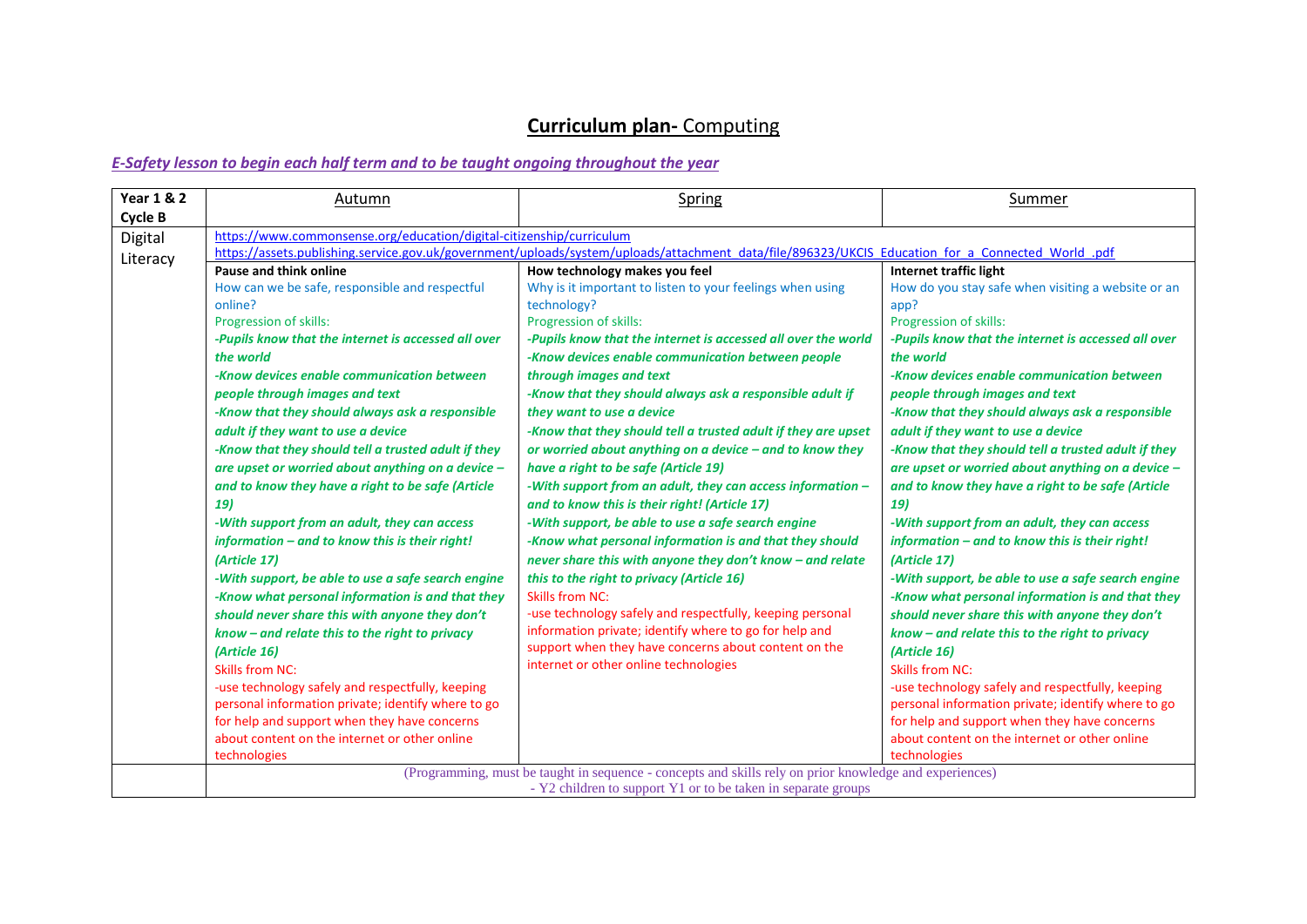# **Curriculum plan-** Computing

***E-Safety lesson to begin each half term and to be taught ongoing throughout the year***

| **Year 1 & 2 Cycle B** | Autumn | Spring | Summer |
|---|---|---|---|
| Digital Literacy | https://www.commonsense.org/education/digital-citizenship/curriculum<br>https://assets.publishing.service.gov.uk/government/uploads/system/uploads/attachment_data/file/896323/UKCIS_Education_for_a_Connected_World_.pdf | | |
| | **Pause and think online**<br>How can we be safe, responsible and respectful online?<br>Progression of skills:<br>***-Pupils know that the internet is accessed all over the world***<br>***-Know devices enable communication between people through images and text***<br>***-Know that they should always ask a responsible adult if they want to use a device***<br>***-Know that they should tell a trusted adult if they are upset or worried about anything on a device – and to know they have a right to be safe (Article 19)***<br>***-With support from an adult, they can access information – and to know this is their right! (Article 17)***<br>***-With support, be able to use a safe search engine***<br>***-Know what personal information is and that they should never share this with anyone they don't know – and relate this to the right to privacy (Article 16)***<br>Skills from NC:<br>-use technology safely and respectfully, keeping personal information private; identify where to go for help and support when they have concerns about content on the internet or other online technologies | **How technology makes you feel**<br>Why is it important to listen to your feelings when using technology?<br>Progression of skills:<br>***-Pupils know that the internet is accessed all over the world***<br>***-Know devices enable communication between people through images and text***<br>***-Know that they should always ask a responsible adult if they want to use a device***<br>***-Know that they should tell a trusted adult if they are upset or worried about anything on a device – and to know they have a right to be safe (Article 19)***<br>***-With support from an adult, they can access information – and to know this is their right! (Article 17)***<br>***-With support, be able to use a safe search engine***<br>***-Know what personal information is and that they should never share this with anyone they don't know – and relate this to the right to privacy (Article 16)***<br>Skills from NC:<br>-use technology safely and respectfully, keeping personal information private; identify where to go for help and support when they have concerns about content on the internet or other online technologies | **Internet traffic light**<br>How do you stay safe when visiting a website or an app?<br>Progression of skills:<br>***-Pupils know that the internet is accessed all over the world***<br>***-Know devices enable communication between people through images and text***<br>***-Know that they should always ask a responsible adult if they want to use a device***<br>***-Know that they should tell a trusted adult if they are upset or worried about anything on a device – and to know they have a right to be safe (Article 19)***<br>***-With support from an adult, they can access information – and to know this is their right! (Article 17)***<br>***-With support, be able to use a safe search engine***<br>***-Know what personal information is and that they should never share this with anyone they don't know – and relate this to the right to privacy (Article 16)***<br>Skills from NC:<br>-use technology safely and respectfully, keeping personal information private; identify where to go for help and support when they have concerns about content on the internet or other online technologies |
| | (Programming, must be taught in sequence - concepts and skills rely on prior knowledge and experiences)<br>- Y2 children to support Y1 or to be taken in separate groups | | |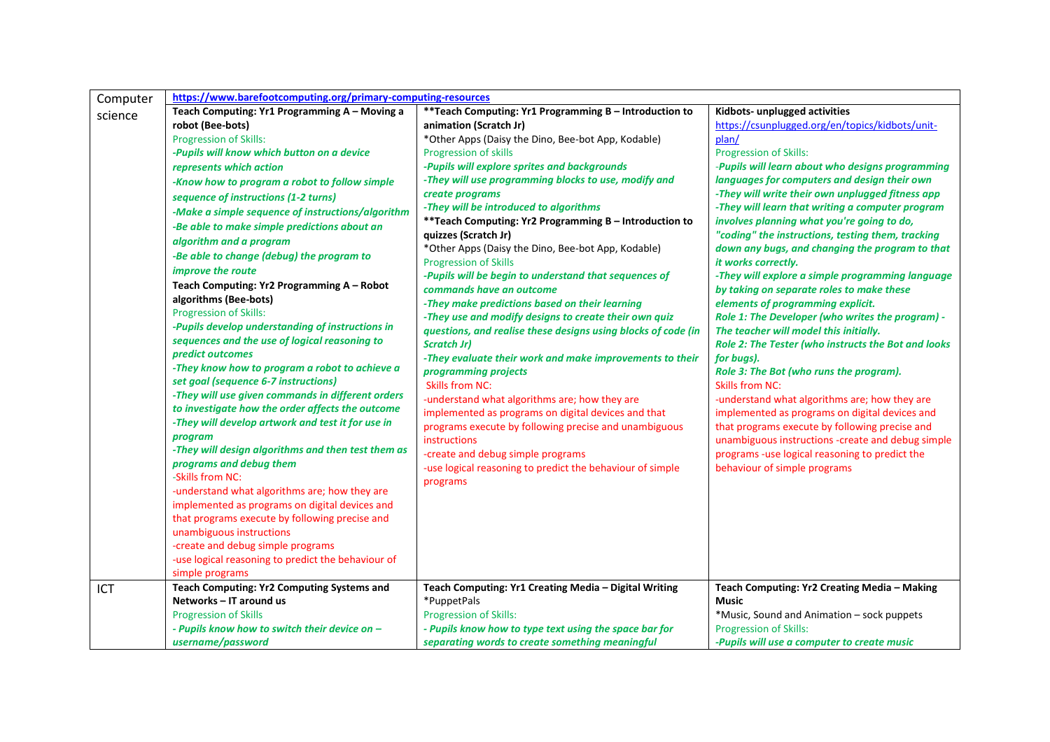| Computer science | https://www.barefootcomputing.org/primary-computing-resources | | |
|---|---|---|---|
| | **Teach Computing: Yr1 Programming A – Moving a robot (Bee-bots)**<br>Progression of Skills:<br>***-Pupils will know which button on a device represents which action***<br>***-Know how to program a robot to follow simple sequence of instructions (1-2 turns)***<br>***-Make a simple sequence of instructions/algorithm***<br>***-Be able to make simple predictions about an algorithm and a program***<br>***-Be able to change (debug) the program to improve the route***<br>**Teach Computing: Yr2 Programming A – Robot algorithms (Bee-bots)**<br>Progression of Skills:<br>***-Pupils develop understanding of instructions in sequences and the use of logical reasoning to predict outcomes***<br>***-They know how to program a robot to achieve a set goal (sequence 6-7 instructions)***<br>***-They will use given commands in different orders to investigate how the order affects the outcome***<br>***-They will develop artwork and test it for use in program***<br>***-They will design algorithms and then test them as programs and debug them***<br>-Skills from NC:<br>-understand what algorithms are; how they are implemented as programs on digital devices and that programs execute by following precise and unambiguous instructions<br>-create and debug simple programs<br>-use logical reasoning to predict the behaviour of simple programs | **\*\*Teach Computing: Yr1 Programming B – Introduction to animation (Scratch Jr)**<br>*Other Apps (Daisy the Dino, Bee-bot App, Kodable)<br>Progression of skills<br>***-Pupils will explore sprites and backgrounds***<br>***-They will use programming blocks to use, modify and create programs***<br>***-They will be introduced to algorithms***<br>**\*\*Teach Computing: Yr2 Programming B – Introduction to quizzes (Scratch Jr)**<br>*Other Apps (Daisy the Dino, Bee-bot App, Kodable)<br>Progression of Skills<br>***-Pupils will be begin to understand that sequences of commands have an outcome***<br>***-They make predictions based on their learning***<br>***-They use and modify designs to create their own quiz questions, and realise these designs using blocks of code (in Scratch Jr)***<br>***-They evaluate their work and make improvements to their programming projects***<br>Skills from NC:<br>-understand what algorithms are; how they are implemented as programs on digital devices and that programs execute by following precise and unambiguous instructions<br>-create and debug simple programs<br>-use logical reasoning to predict the behaviour of simple programs | **Kidbots- unplugged activities**<br>https://csunplugged.org/en/topics/kidbots/unit-plan/<br>Progression of Skills:<br>***-Pupils will learn about who designs programming languages for computers and design their own***<br>***-They will write their own unplugged fitness app***<br>***-They will learn that writing a computer program involves planning what you're going to do, "coding" the instructions, testing them, tracking down any bugs, and changing the program to that it works correctly.***<br>***-They will explore a simple programming language by taking on separate roles to make these elements of programming explicit.***<br>***Role 1: The Developer (who writes the program) - The teacher will model this initially.***<br>***Role 2: The Tester (who instructs the Bot and looks for bugs).***<br>***Role 3: The Bot (who runs the program).***<br>Skills from NC:<br>-understand what algorithms are; how they are implemented as programs on digital devices and that programs execute by following precise and unambiguous instructions -create and debug simple programs -use logical reasoning to predict the behaviour of simple programs |
| ICT | **Teach Computing: Yr2 Computing Systems and Networks – IT around us**<br>Progression of Skills<br>***- Pupils know how to switch their device on – username/password*** | **Teach Computing: Yr1 Creating Media – Digital Writing**<br>*PuppetPals<br>Progression of Skills:<br>***- Pupils know how to type text using the space bar for separating words to create something meaningful*** | **Teach Computing: Yr2 Creating Media – Making Music**<br>*Music, Sound and Animation – sock puppets<br>Progression of Skills:<br>***-Pupils will use a computer to create music*** |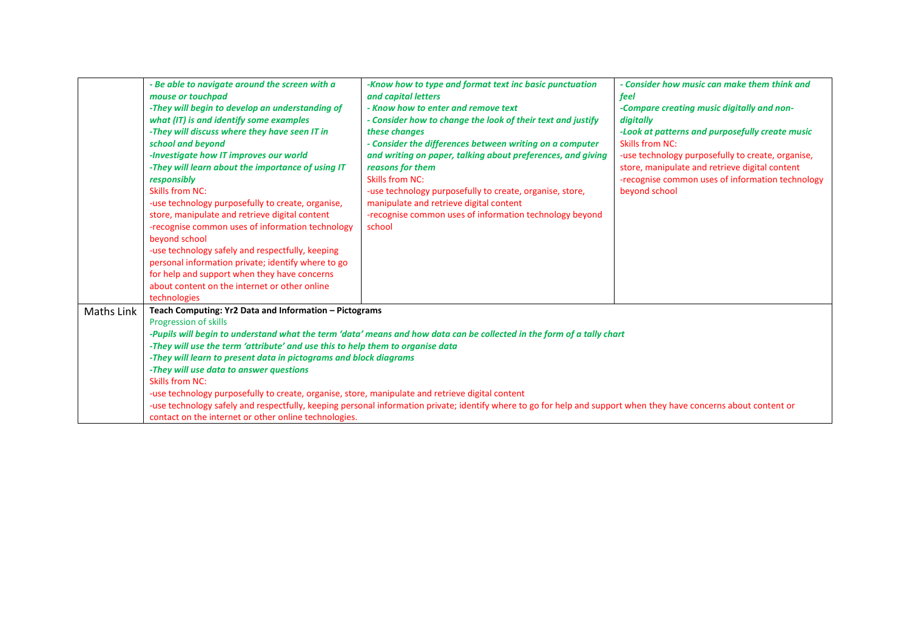| | | | |
|---|---|---|---|
| | ***- Be able to navigate around the screen with a mouse or touchpad***<br>***-They will begin to develop an understanding of what (IT) is and identify some examples***<br>***-They will discuss where they have seen IT in school and beyond***<br>***-Investigate how IT improves our world***<br>***-They will learn about the importance of using IT responsibly***<br>Skills from NC:<br>-use technology purposefully to create, organise, store, manipulate and retrieve digital content<br>-recognise common uses of information technology beyond school<br>-use technology safely and respectfully, keeping personal information private; identify where to go for help and support when they have concerns about content on the internet or other online technologies | ***-Know how to type and format text inc basic punctuation and capital letters***<br>***- Know how to enter and remove text***<br>***- Consider how to change the look of their text and justify these changes***<br>***- Consider the differences between writing on a computer and writing on paper, talking about preferences, and giving reasons for them***<br>Skills from NC:<br>-use technology purposefully to create, organise, store, manipulate and retrieve digital content<br>-recognise common uses of information technology beyond school | ***- Consider how music can make them think and feel***<br>***-Compare creating music digitally and non-digitally***<br>***-Look at patterns and purposefully create music***<br>Skills from NC:<br>-use technology purposefully to create, organise, store, manipulate and retrieve digital content<br>-recognise common uses of information technology beyond school |
| Maths Link | **Teach Computing: Yr2 Data and Information – Pictograms**<br>Progression of skills<br>***-Pupils will begin to understand what the term 'data' means and how data can be collected in the form of a tally chart***<br>***-They will use the term 'attribute' and use this to help them to organise data***<br>***-They will learn to present data in pictograms and block diagrams***<br>***-They will use data to answer questions***<br>Skills from NC:<br>-use technology purposefully to create, organise, store, manipulate and retrieve digital content<br>-use technology safely and respectfully, keeping personal information private; identify where to go for help and support when they have concerns about content or contact on the internet or other online technologies. | | |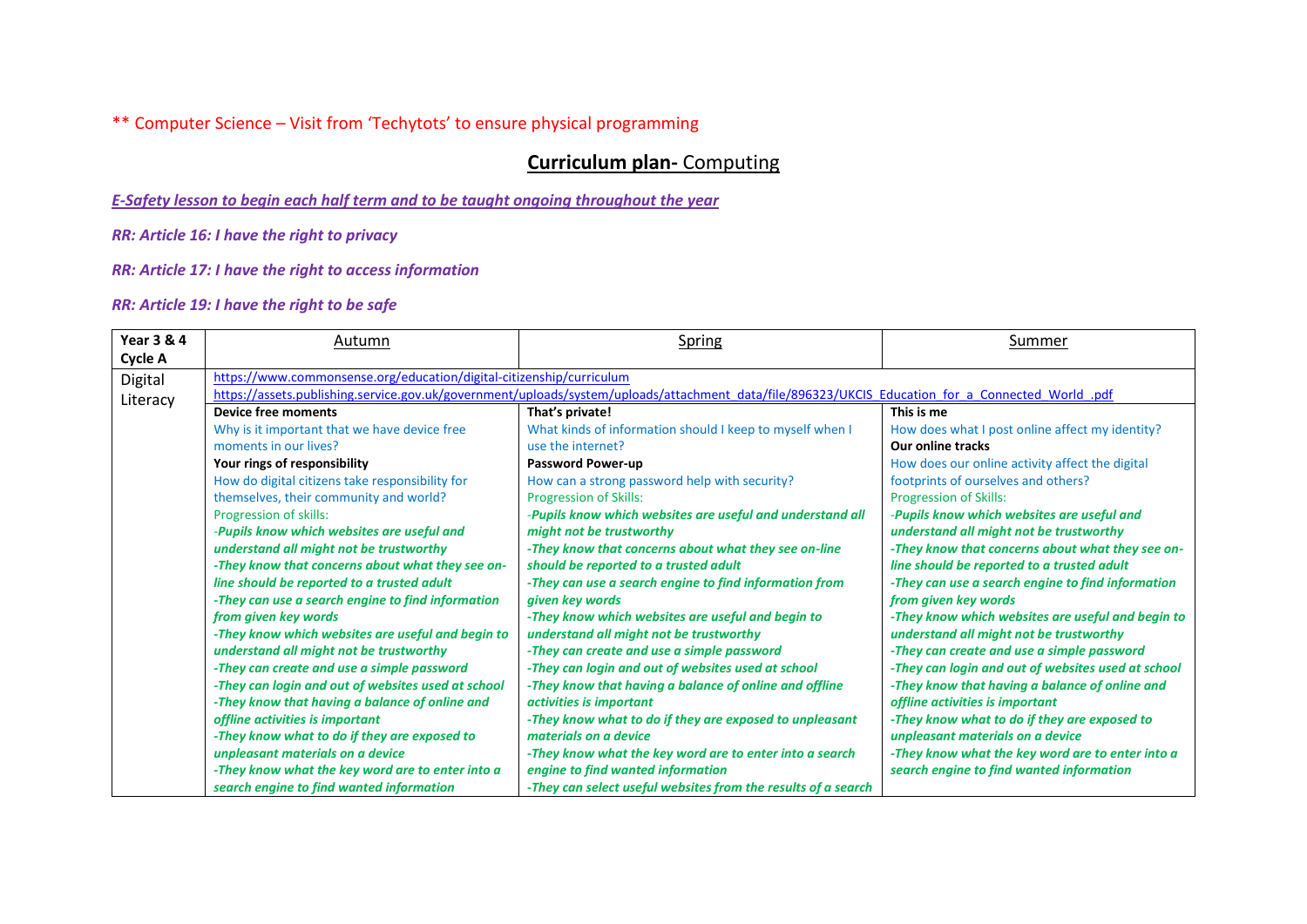** Computer Science – Visit from 'Techytots' to ensure physical programming

# **Curriculum plan-** Computing

***E-Safety lesson to begin each half term and to be taught ongoing throughout the year***

***RR: Article 16: I have the right to privacy***

***RR: Article 17: I have the right to access information***

***RR: Article 19: I have the right to be safe***

| **Year 3 & 4 Cycle A** | Autumn | Spring | Summer |
|---|---|---|---|
| Digital Literacy | https://www.commonsense.org/education/digital-citizenship/curriculum <br> https://assets.publishing.service.gov.uk/government/uploads/system/uploads/attachment_data/file/896323/UKCIS_Education_for_a_Connected_World_.pdf | | |
| | **Device free moments**<br>Why is it important that we have device free moments in our lives?<br>**Your rings of responsibility**<br>How do digital citizens take responsibility for themselves, their community and world?<br>Progression of skills:<br>*-Pupils know which websites are useful and understand all might not be trustworthy*<br>*-They know that concerns about what they see on-line should be reported to a trusted adult*<br>*-They can use a search engine to find information from given key words*<br>*-They know which websites are useful and begin to understand all might not be trustworthy*<br>*-They can create and use a simple password*<br>*-They can login and out of websites used at school*<br>*-They know that having a balance of online and offline activities is important*<br>*-They know what to do if they are exposed to unpleasant materials on a device*<br>*-They know what the key word are to enter into a search engine to find wanted information* | **That's private!**<br>What kinds of information should I keep to myself when I use the internet?<br>**Password Power-up**<br>How can a strong password help with security?<br>Progression of Skills:<br>*-Pupils know which websites are useful and understand all might not be trustworthy*<br>*-They know that concerns about what they see on-line should be reported to a trusted adult*<br>*-They can use a search engine to find information from given key words*<br>*-They know which websites are useful and begin to understand all might not be trustworthy*<br>*-They can create and use a simple password*<br>*-They can login and out of websites used at school*<br>*-They know that having a balance of online and offline activities is important*<br>*-They know what to do if they are exposed to unpleasant materials on a device*<br>*-They know what the key word are to enter into a search engine to find wanted information*<br>*-They can select useful websites from the results of a search* | **This is me**<br>How does what I post online affect my identity?<br>**Our online tracks**<br>How does our online activity affect the digital footprints of ourselves and others?<br>Progression of Skills:<br>*-Pupils know which websites are useful and understand all might not be trustworthy*<br>*-They know that concerns about what they see on-line should be reported to a trusted adult*<br>*-They can use a search engine to find information from given key words*<br>*-They know which websites are useful and begin to understand all might not be trustworthy*<br>*-They can create and use a simple password*<br>*-They can login and out of websites used at school*<br>*-They know that having a balance of online and offline activities is important*<br>*-They know what to do if they are exposed to unpleasant materials on a device*<br>*-They know what the key word are to enter into a search engine to find wanted information* |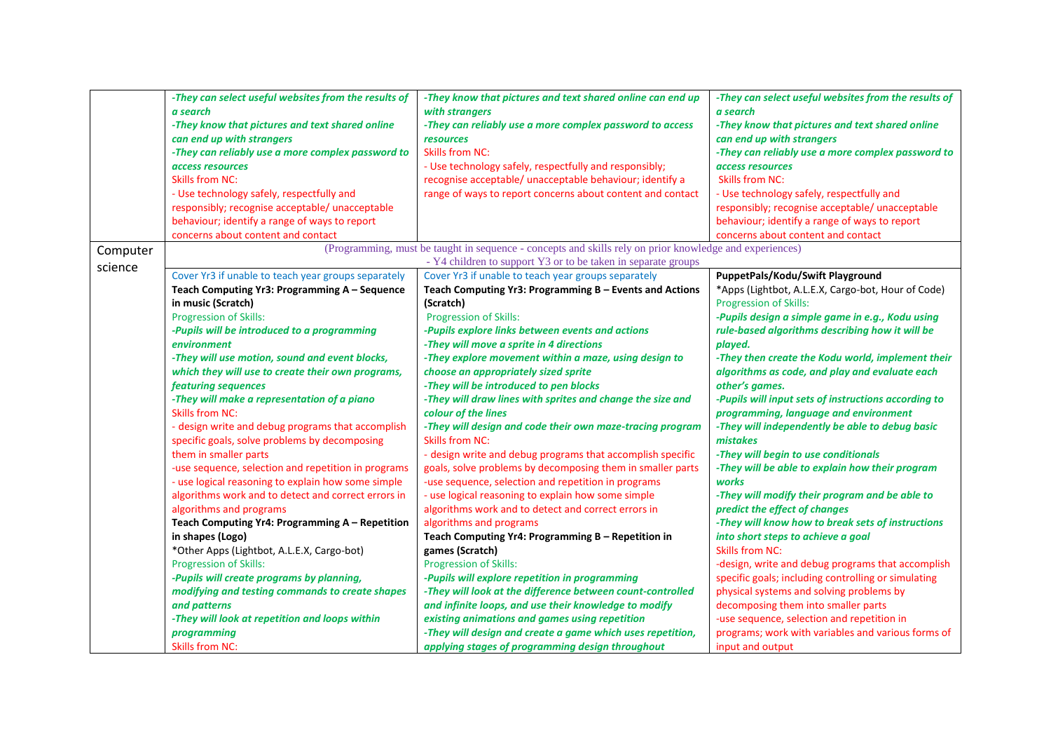| | | | |
|---|---|---|---|
| | ***-They can select useful websites from the results of a search***<br>***-They know that pictures and text shared online can end up with strangers***<br>***-They can reliably use a more complex password to access resources***<br>Skills from NC:<br>- Use technology safely, respectfully and responsibly; recognise acceptable/ unacceptable behaviour; identify a range of ways to report concerns about content and contact | ***-They know that pictures and text shared online can end up with strangers***<br>***-They can reliably use a more complex password to access resources***<br>Skills from NC:<br>- Use technology safely, respectfully and responsibly; recognise acceptable/ unacceptable behaviour; identify a range of ways to report concerns about content and contact | ***-They can select useful websites from the results of a search***<br>***-They know that pictures and text shared online can end up with strangers***<br>***-They can reliably use a more complex password to access resources***<br>Skills from NC:<br>- Use technology safely, respectfully and responsibly; recognise acceptable/ unacceptable behaviour; identify a range of ways to report concerns about content and contact |
| Computer science | (Programming, must be taught in sequence - concepts and skills rely on prior knowledge and experiences)<br>- Y4 children to support Y3 or to be taken in separate groups | | |
| | Cover Yr3 if unable to teach year groups separately<br>**Teach Computing Yr3: Programming A – Sequence in music (Scratch)**<br>Progression of Skills:<br>***-Pupils will be introduced to a programming environment***<br>***-They will use motion, sound and event blocks, which they will use to create their own programs, featuring sequences***<br>***-They will make a representation of a piano***<br>Skills from NC:<br>- design write and debug programs that accomplish specific goals, solve problems by decomposing them in smaller parts<br>-use sequence, selection and repetition in programs<br>- use logical reasoning to explain how some simple algorithms work and to detect and correct errors in algorithms and programs<br>**Teach Computing Yr4: Programming A – Repetition in shapes (Logo)**<br>*Other Apps (Lightbot, A.L.E.X, Cargo-bot)<br>Progression of Skills:<br>***-Pupils will create programs by planning, modifying and testing commands to create shapes and patterns***<br>***-They will look at repetition and loops within programming***<br>Skills from NC: | Cover Yr3 if unable to teach year groups separately<br>**Teach Computing Yr3: Programming B – Events and Actions (Scratch)**<br>Progression of Skills:<br>***-Pupils explore links between events and actions***<br>***-They will move a sprite in 4 directions***<br>***-They explore movement within a maze, using design to choose an appropriately sized sprite***<br>***-They will be introduced to pen blocks***<br>***-They will draw lines with sprites and change the size and colour of the lines***<br>***-They will design and code their own maze-tracing program***<br>Skills from NC:<br>- design write and debug programs that accomplish specific goals, solve problems by decomposing them in smaller parts<br>-use sequence, selection and repetition in programs<br>- use logical reasoning to explain how some simple algorithms work and to detect and correct errors in algorithms and programs<br>**Teach Computing Yr4: Programming B – Repetition in games (Scratch)**<br>Progression of Skills:<br>***-Pupils will explore repetition in programming***<br>***-They will look at the difference between count-controlled and infinite loops, and use their knowledge to modify existing animations and games using repetition***<br>***-They will design and create a game which uses repetition, applying stages of programming design throughout*** | **PuppetPals/Kodu/Swift Playground**<br>*Apps (Lightbot, A.L.E.X, Cargo-bot, Hour of Code)<br>Progression of Skills:<br>***-Pupils design a simple game in e.g., Kodu using rule-based algorithms describing how it will be played.***<br>***-They then create the Kodu world, implement their algorithms as code, and play and evaluate each other's games.***<br>***-Pupils will input sets of instructions according to programming, language and environment***<br>***-They will independently be able to debug basic mistakes***<br>***-They will begin to use conditionals***<br>***-They will be able to explain how their program works***<br>***-They will modify their program and be able to predict the effect of changes***<br>***-They will know how to break sets of instructions into short steps to achieve a goal***<br>Skills from NC:<br>-design, write and debug programs that accomplish specific goals; including controlling or simulating physical systems and solving problems by decomposing them into smaller parts<br>-use sequence, selection and repetition in programs; work with variables and various forms of input and output |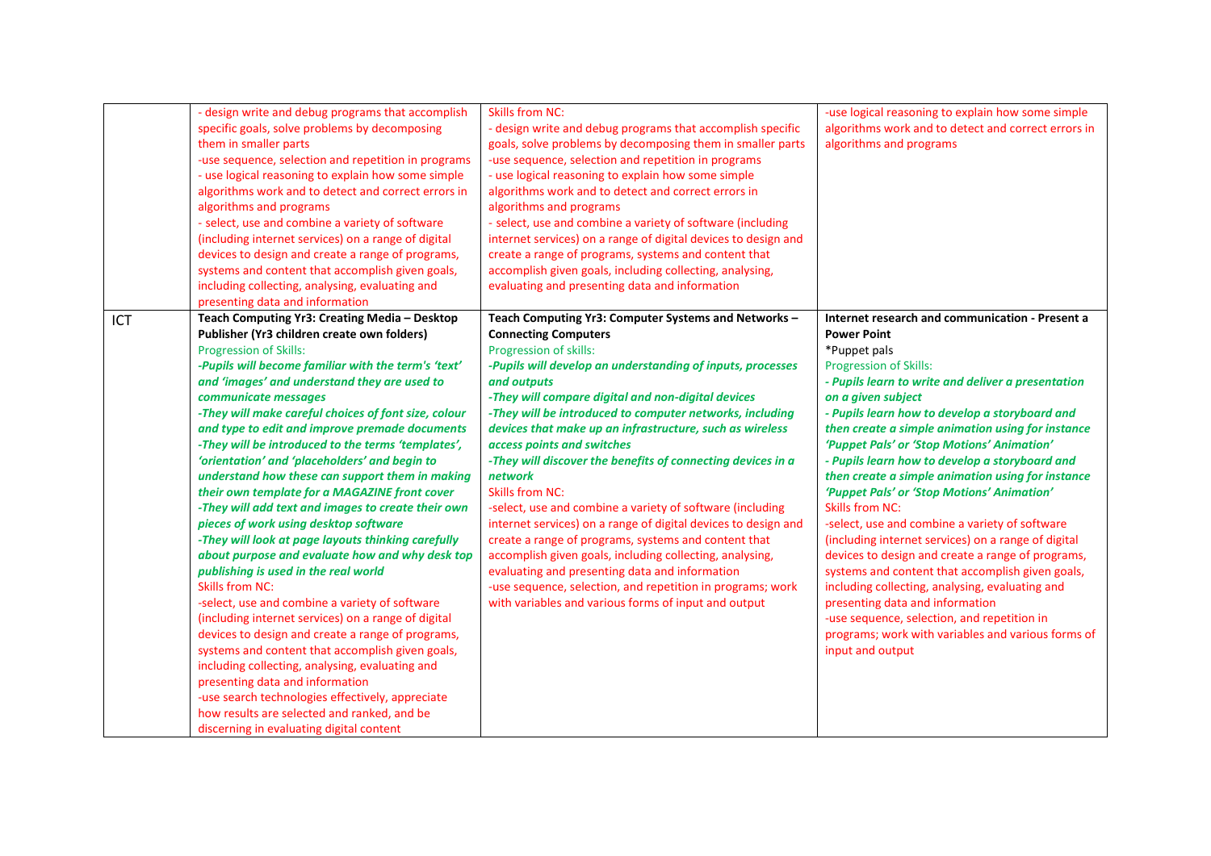| | | | |
|---|---|---|---|
| | - design write and debug programs that accomplish specific goals, solve problems by decomposing them in smaller parts<br>-use sequence, selection and repetition in programs<br>- use logical reasoning to explain how some simple algorithms work and to detect and correct errors in algorithms and programs<br>- select, use and combine a variety of software (including internet services) on a range of digital devices to design and create a range of programs, systems and content that accomplish given goals, including collecting, analysing, evaluating and presenting data and information | Skills from NC:<br>- design write and debug programs that accomplish specific goals, solve problems by decomposing them in smaller parts<br>-use sequence, selection and repetition in programs<br>- use logical reasoning to explain how some simple algorithms work and to detect and correct errors in algorithms and programs<br>- select, use and combine a variety of software (including internet services) on a range of digital devices to design and create a range of programs, systems and content that accomplish given goals, including collecting, analysing, evaluating and presenting data and information | -use logical reasoning to explain how some simple algorithms work and to detect and correct errors in algorithms and programs |
| ICT | **Teach Computing Yr3: Creating Media – Desktop Publisher (Yr3 children create own folders)**<br>Progression of Skills:<br>***-Pupils will become familiar with the term's 'text' and 'images' and understand they are used to communicate messages***<br>***-They will make careful choices of font size, colour and type to edit and improve premade documents***<br>***-They will be introduced to the terms 'templates', 'orientation' and 'placeholders' and begin to understand how these can support them in making their own template for a MAGAZINE front cover***<br>***-They will add text and images to create their own pieces of work using desktop software***<br>***-They will look at page layouts thinking carefully about purpose and evaluate how and why desk top publishing is used in the real world***<br>Skills from NC:<br>-select, use and combine a variety of software (including internet services) on a range of digital devices to design and create a range of programs, systems and content that accomplish given goals, including collecting, analysing, evaluating and presenting data and information<br>-use search technologies effectively, appreciate how results are selected and ranked, and be discerning in evaluating digital content | **Teach Computing Yr3: Computer Systems and Networks – Connecting Computers**<br>Progression of skills:<br>***-Pupils will develop an understanding of inputs, processes and outputs***<br>***-They will compare digital and non-digital devices***<br>***-They will be introduced to computer networks, including devices that make up an infrastructure, such as wireless access points and switches***<br>***-They will discover the benefits of connecting devices in a network***<br>Skills from NC:<br>-select, use and combine a variety of software (including internet services) on a range of digital devices to design and create a range of programs, systems and content that accomplish given goals, including collecting, analysing, evaluating and presenting data and information<br>-use sequence, selection, and repetition in programs; work with variables and various forms of input and output | **Internet research and communication - Present a Power Point**<br>*Puppet pals<br>Progression of Skills:<br>***- Pupils learn to write and deliver a presentation on a given subject***<br>***- Pupils learn how to develop a storyboard and then create a simple animation using for instance 'Puppet Pals' or 'Stop Motions' Animation'***<br>***- Pupils learn how to develop a storyboard and then create a simple animation using for instance 'Puppet Pals' or 'Stop Motions' Animation'***<br>Skills from NC:<br>-select, use and combine a variety of software (including internet services) on a range of digital devices to design and create a range of programs, systems and content that accomplish given goals, including collecting, analysing, evaluating and presenting data and information<br>-use sequence, selection, and repetition in programs; work with variables and various forms of input and output |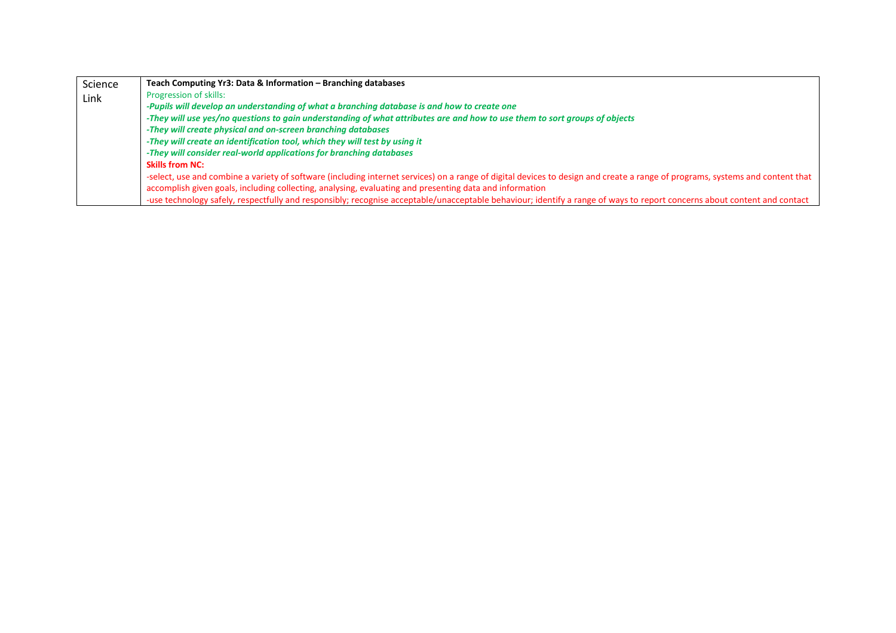| Science Link | **Teach Computing Yr3: Data & Information – Branching databases**<br>Progression of skills:<br>***-Pupils will develop an understanding of what a branching database is and how to create one***<br>***-They will use yes/no questions to gain understanding of what attributes are and how to use them to sort groups of objects***<br>***-They will create physical and on-screen branching databases***<br>***-They will create an identification tool, which they will test by using it***<br>***-They will consider real-world applications for branching databases***<br>**Skills from NC:**<br>-select, use and combine a variety of software (including internet services) on a range of digital devices to design and create a range of programs, systems and content that accomplish given goals, including collecting, analysing, evaluating and presenting data and information<br>-use technology safely, respectfully and responsibly; recognise acceptable/unacceptable behaviour; identify a range of ways to report concerns about content and contact |
|---|---|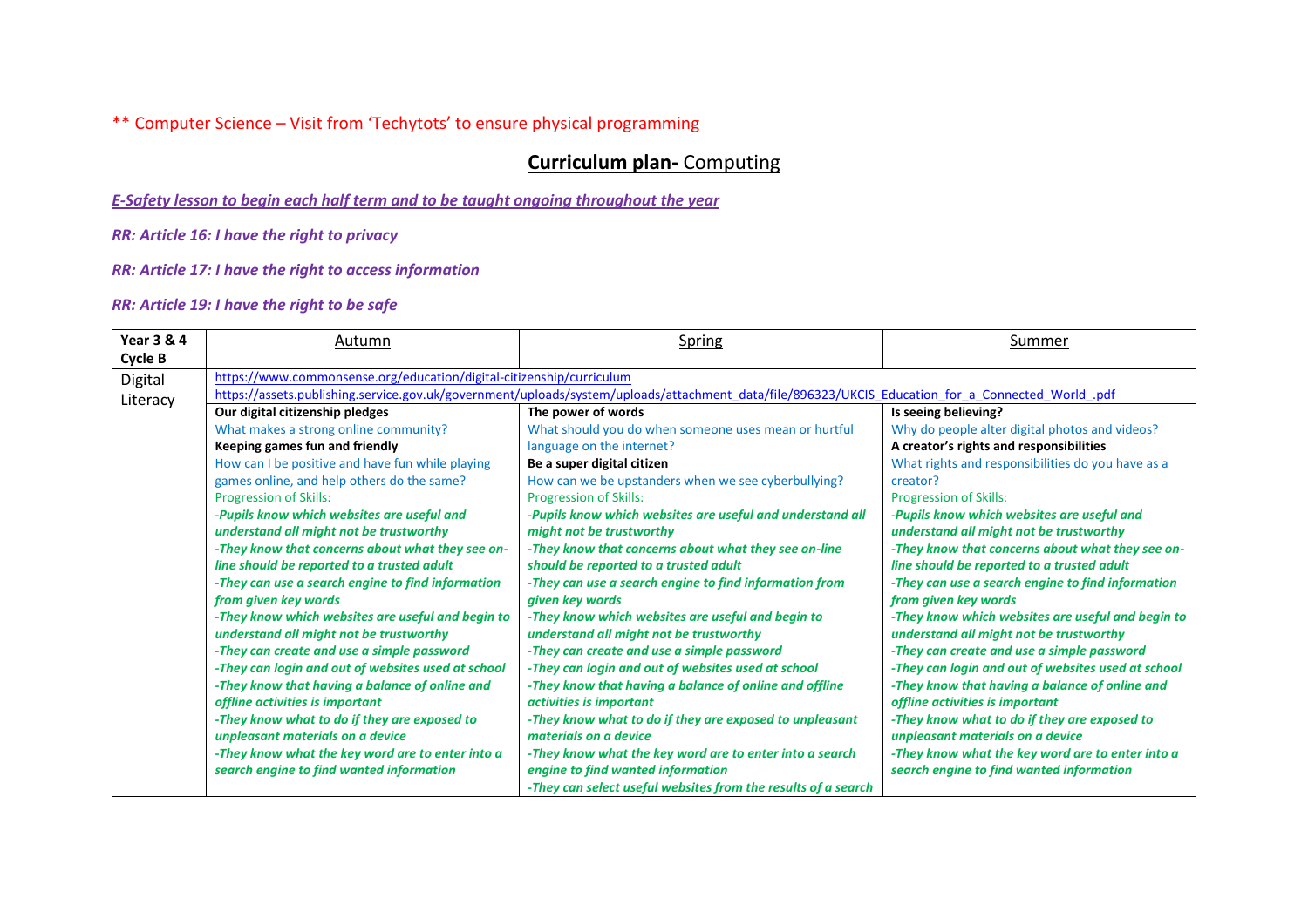** Computer Science – Visit from 'Techytots' to ensure physical programming

# **Curriculum plan-** Computing

***E-Safety lesson to begin each half term and to be taught ongoing throughout the year***

***RR: Article 16: I have the right to privacy***

***RR: Article 17: I have the right to access information***

***RR: Article 19: I have the right to be safe***

| **Year 3 & 4 Cycle B** | Autumn | Spring | Summer |
|---|---|---|---|
| Digital Literacy | https://www.commonsense.org/education/digital-citizenship/curriculum<br>https://assets.publishing.service.gov.uk/government/uploads/system/uploads/attachment_data/file/896323/UKCIS_Education_for_a_Connected_World_.pdf | | |
| | **Our digital citizenship pledges**<br>What makes a strong online community?<br>**Keeping games fun and friendly**<br>How can I be positive and have fun while playing games online, and help others do the same?<br>Progression of Skills:<br>***-Pupils know which websites are useful and understand all might not be trustworthy***<br>***-They know that concerns about what they see on-line should be reported to a trusted adult***<br>***-They can use a search engine to find information from given key words***<br>***-They know which websites are useful and begin to understand all might not be trustworthy***<br>***-They can create and use a simple password***<br>***-They can login and out of websites used at school***<br>***-They know that having a balance of online and offline activities is important***<br>***-They know what to do if they are exposed to unpleasant materials on a device***<br>***-They know what the key word are to enter into a search engine to find wanted information*** | **The power of words**<br>What should you do when someone uses mean or hurtful language on the internet?<br>**Be a super digital citizen**<br>How can we be upstanders when we see cyberbullying?<br>Progression of Skills:<br>***-Pupils know which websites are useful and understand all might not be trustworthy***<br>***-They know that concerns about what they see on-line should be reported to a trusted adult***<br>***-They can use a search engine to find information from given key words***<br>***-They know which websites are useful and begin to understand all might not be trustworthy***<br>***-They can create and use a simple password***<br>***-They can login and out of websites used at school***<br>***-They know that having a balance of online and offline activities is important***<br>***-They know what to do if they are exposed to unpleasant materials on a device***<br>***-They know what the key word are to enter into a search engine to find wanted information***<br>***-They can select useful websites from the results of a search*** | **Is seeing believing?**<br>Why do people alter digital photos and videos?<br>**A creator's rights and responsibilities**<br>What rights and responsibilities do you have as a creator?<br>Progression of Skills:<br>***-Pupils know which websites are useful and understand all might not be trustworthy***<br>***-They know that concerns about what they see on-line should be reported to a trusted adult***<br>***-They can use a search engine to find information from given key words***<br>***-They know which websites are useful and begin to understand all might not be trustworthy***<br>***-They can create and use a simple password***<br>***-They can login and out of websites used at school***<br>***-They know that having a balance of online and offline activities is important***<br>***-They know what to do if they are exposed to unpleasant materials on a device***<br>***-They know what the key word are to enter into a search engine to find wanted information*** |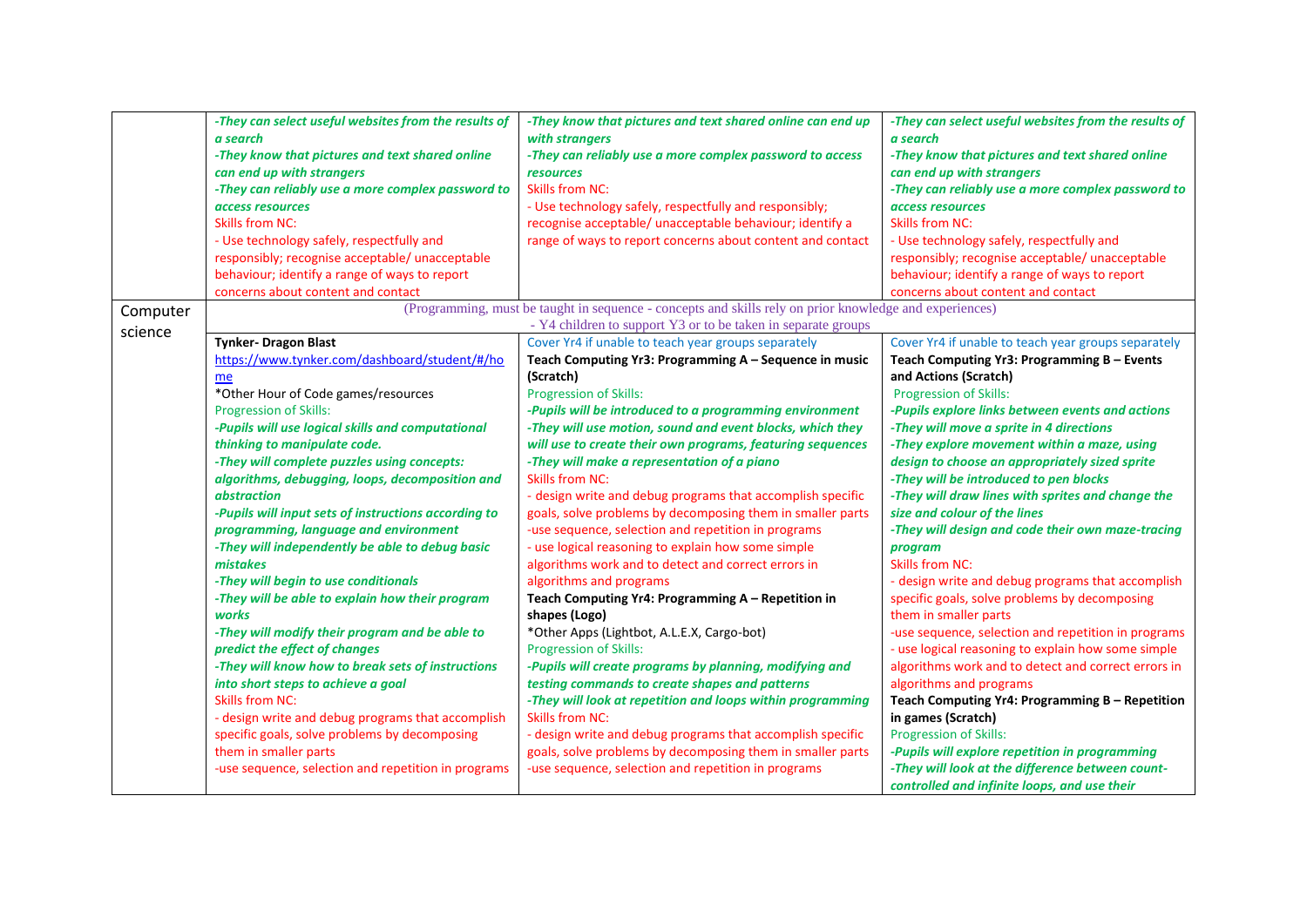| | | | |
|---|---|---|---|
| | *-They can select useful websites from the results of a search*<br>*-They know that pictures and text shared online can end up with strangers*<br>*-They can reliably use a more complex password to access resources*<br>Skills from NC:<br>- Use technology safely, respectfully and responsibly; recognise acceptable/ unacceptable behaviour; identify a range of ways to report concerns about content and contact | *-They know that pictures and text shared online can end up with strangers*<br>*-They can reliably use a more complex password to access resources*<br>Skills from NC:<br>- Use technology safely, respectfully and responsibly; recognise acceptable/ unacceptable behaviour; identify a range of ways to report concerns about content and contact | *-They can select useful websites from the results of a search*<br>*-They know that pictures and text shared online can end up with strangers*<br>*-They can reliably use a more complex password to access resources*<br>Skills from NC:<br>- Use technology safely, respectfully and responsibly; recognise acceptable/ unacceptable behaviour; identify a range of ways to report concerns about content and contact |
| Computer science | (Programming, must be taught in sequence - concepts and skills rely on prior knowledge and experiences)<br>- Y4 children to support Y3 or to be taken in separate groups | | |
| | **Tynker- Dragon Blast**<br>https://www.tynker.com/dashboard/student/#/home<br>*Other Hour of Code games/resources<br>Progression of Skills:<br>*-Pupils will use logical skills and computational thinking to manipulate code.*<br>*-They will complete puzzles using concepts: algorithms, debugging, loops, decomposition and abstraction*<br>*-Pupils will input sets of instructions according to programming, language and environment*<br>*-They will independently be able to debug basic mistakes*<br>*-They will begin to use conditionals*<br>*-They will be able to explain how their program works*<br>*-They will modify their program and be able to predict the effect of changes*<br>*-They will know how to break sets of instructions into short steps to achieve a goal*<br>Skills from NC:<br>- design write and debug programs that accomplish specific goals, solve problems by decomposing them in smaller parts<br>-use sequence, selection and repetition in programs | Cover Yr4 if unable to teach year groups separately<br>**Teach Computing Yr3: Programming A – Sequence in music (Scratch)**<br>Progression of Skills:<br>*-Pupils will be introduced to a programming environment*<br>*-They will use motion, sound and event blocks, which they will use to create their own programs, featuring sequences*<br>*-They will make a representation of a piano*<br>Skills from NC:<br>- design write and debug programs that accomplish specific goals, solve problems by decomposing them in smaller parts<br>-use sequence, selection and repetition in programs<br>- use logical reasoning to explain how some simple algorithms work and to detect and correct errors in algorithms and programs<br>**Teach Computing Yr4: Programming A – Repetition in shapes (Logo)**<br>*Other Apps (Lightbot, A.L.E.X, Cargo-bot)<br>Progression of Skills:<br>*-Pupils will create programs by planning, modifying and testing commands to create shapes and patterns*<br>*-They will look at repetition and loops within programming*<br>Skills from NC:<br>- design write and debug programs that accomplish specific goals, solve problems by decomposing them in smaller parts<br>-use sequence, selection and repetition in programs | Cover Yr4 if unable to teach year groups separately<br>**Teach Computing Yr3: Programming B – Events and Actions (Scratch)**<br>Progression of Skills:<br>*-Pupils explore links between events and actions*<br>*-They will move a sprite in 4 directions*<br>*-They explore movement within a maze, using design to choose an appropriately sized sprite*<br>*-They will be introduced to pen blocks*<br>*-They will draw lines with sprites and change the size and colour of the lines*<br>*-They will design and code their own maze-tracing program*<br>Skills from NC:<br>- design write and debug programs that accomplish specific goals, solve problems by decomposing them in smaller parts<br>-use sequence, selection and repetition in programs<br>- use logical reasoning to explain how some simple algorithms work and to detect and correct errors in algorithms and programs<br>**Teach Computing Yr4: Programming B – Repetition in games (Scratch)**<br>Progression of Skills:<br>*-Pupils will explore repetition in programming*<br>*-They will look at the difference between count-controlled and infinite loops, and use their* |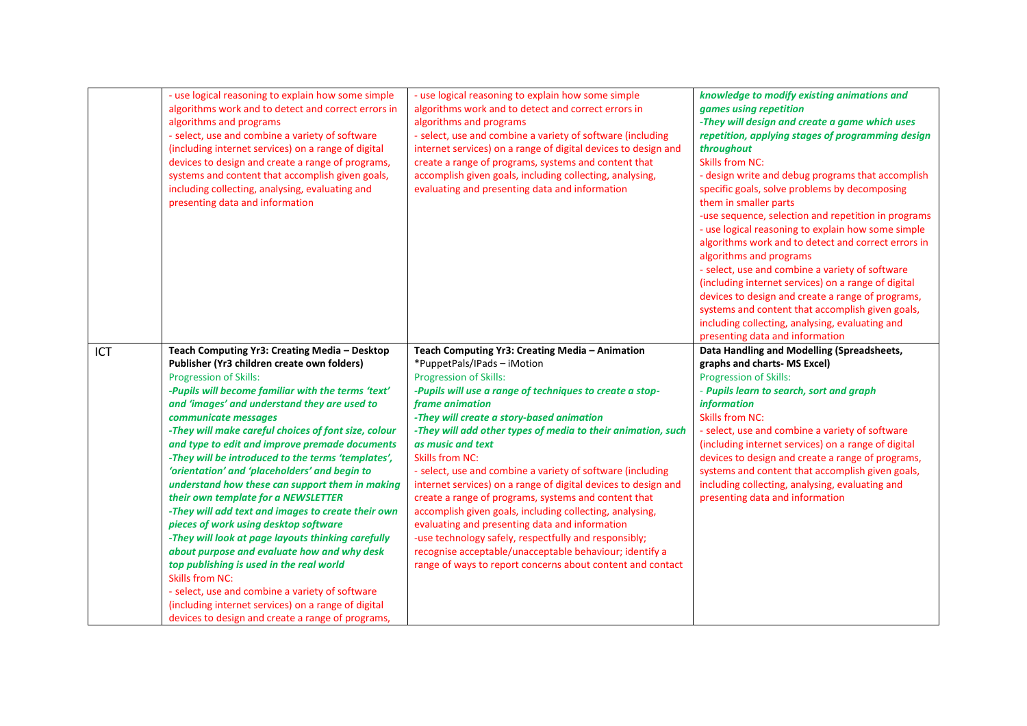| | | | |
|---|---|---|---|
| | - use logical reasoning to explain how some simple algorithms work and to detect and correct errors in algorithms and programs<br>- select, use and combine a variety of software (including internet services) on a range of digital devices to design and create a range of programs, systems and content that accomplish given goals, including collecting, analysing, evaluating and presenting data and information | - use logical reasoning to explain how some simple algorithms work and to detect and correct errors in algorithms and programs<br>- select, use and combine a variety of software (including internet services) on a range of digital devices to design and create a range of programs, systems and content that accomplish given goals, including collecting, analysing, evaluating and presenting data and information | ***knowledge to modify existing animations and games using repetition***<br>***-They will design and create a game which uses repetition, applying stages of programming design throughout***<br>Skills from NC:<br>- design write and debug programs that accomplish specific goals, solve problems by decomposing them in smaller parts<br>-use sequence, selection and repetition in programs<br>- use logical reasoning to explain how some simple algorithms work and to detect and correct errors in algorithms and programs<br>- select, use and combine a variety of software (including internet services) on a range of digital devices to design and create a range of programs, systems and content that accomplish given goals, including collecting, analysing, evaluating and presenting data and information |
| ICT | **Teach Computing Yr3: Creating Media – Desktop Publisher (Yr3 children create own folders)**<br>Progression of Skills:<br>***-Pupils will become familiar with the terms 'text' and 'images' and understand they are used to communicate messages***<br>***-They will make careful choices of font size, colour and type to edit and improve premade documents***<br>***-They will be introduced to the terms 'templates', 'orientation' and 'placeholders' and begin to understand how these can support them in making their own template for a NEWSLETTER***<br>***-They will add text and images to create their own pieces of work using desktop software***<br>***-They will look at page layouts thinking carefully about purpose and evaluate how and why desk top publishing is used in the real world***<br>Skills from NC:<br>- select, use and combine a variety of software (including internet services) on a range of digital devices to design and create a range of programs, | **Teach Computing Yr3: Creating Media – Animation**<br>*PuppetPals/IPads – iMotion<br>Progression of Skills:<br>***-Pupils will use a range of techniques to create a stop-frame animation***<br>***-They will create a story-based animation***<br>***-They will add other types of media to their animation, such as music and text***<br>Skills from NC:<br>- select, use and combine a variety of software (including internet services) on a range of digital devices to design and create a range of programs, systems and content that accomplish given goals, including collecting, analysing, evaluating and presenting data and information<br>-use technology safely, respectfully and responsibly; recognise acceptable/unacceptable behaviour; identify a range of ways to report concerns about content and contact | **Data Handling and Modelling (Spreadsheets, graphs and charts- MS Excel)**<br>Progression of Skills:<br>- ***Pupils learn to search, sort and graph information***<br>Skills from NC:<br>- select, use and combine a variety of software (including internet services) on a range of digital devices to design and create a range of programs, systems and content that accomplish given goals, including collecting, analysing, evaluating and presenting data and information |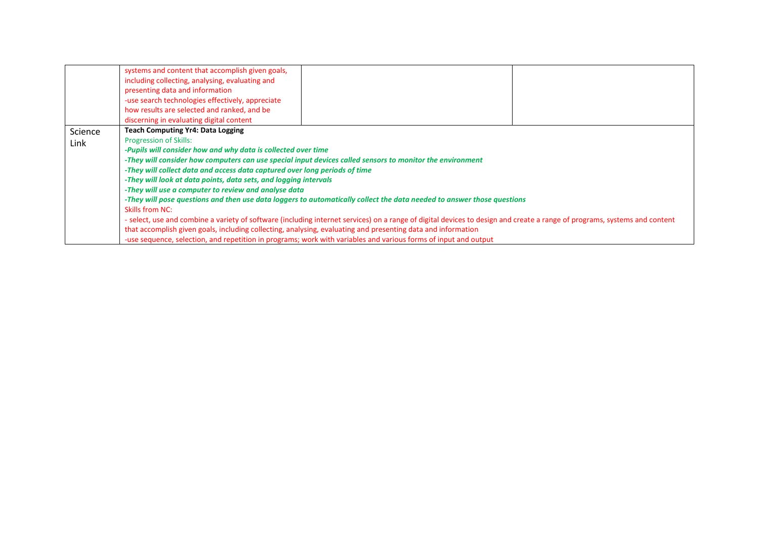| | | | |
|---|---|---|---|
| | systems and content that accomplish given goals, including collecting, analysing, evaluating and presenting data and information<br>-use search technologies effectively, appreciate how results are selected and ranked, and be discerning in evaluating digital content | | |
| Science Link | **Teach Computing Yr4: Data Logging**<br>Progression of Skills:<br>***-Pupils will consider how and why data is collected over time***<br>***-They will consider how computers can use special input devices called sensors to monitor the environment***<br>***-They will collect data and access data captured over long periods of time***<br>***-They will look at data points, data sets, and logging intervals***<br>***-They will use a computer to review and analyse data***<br>***-They will pose questions and then use data loggers to automatically collect the data needed to answer those questions***<br>Skills from NC:<br>- select, use and combine a variety of software (including internet services) on a range of digital devices to design and create a range of programs, systems and content that accomplish given goals, including collecting, analysing, evaluating and presenting data and information<br>-use sequence, selection, and repetition in programs; work with variables and various forms of input and output | | |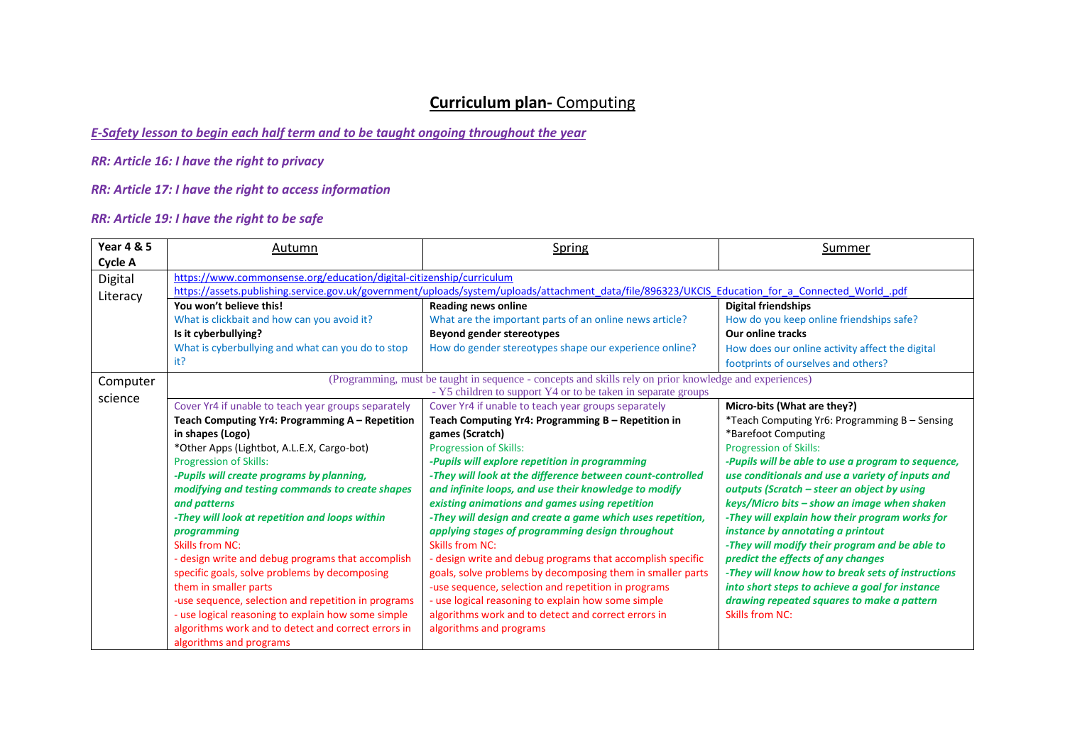# **Curriculum plan-** Computing

***E-Safety lesson to begin each half term and to be taught ongoing throughout the year***

***RR: Article 16: I have the right to privacy***

***RR: Article 17: I have the right to access information***

***RR: Article 19: I have the right to be safe***

| **Year 4 & 5 Cycle A** | Autumn | Spring | Summer |
|---|---|---|---|
| Digital Literacy | https://www.commonsense.org/education/digital-citizenship/curriculum<br>https://assets.publishing.service.gov.uk/government/uploads/system/uploads/attachment_data/file/896323/UKCIS_Education_for_a_Connected_World_.pdf | | |
| | **You won't believe this!**<br>What is clickbait and how can you avoid it?<br>**Is it cyberbullying?**<br>What is cyberbullying and what can you do to stop it? | **Reading news online**<br>What are the important parts of an online news article?<br>**Beyond gender stereotypes**<br>How do gender stereotypes shape our experience online? | **Digital friendships**<br>How do you keep online friendships safe?<br>**Our online tracks**<br>How does our online activity affect the digital footprints of ourselves and others? |
| Computer science | (Programming, must be taught in sequence - concepts and skills rely on prior knowledge and experiences)<br>- Y5 children to support Y4 or to be taken in separate groups | | |
| | Cover Yr4 if unable to teach year groups separately<br>**Teach Computing Yr4: Programming A – Repetition in shapes (Logo)**<br>*Other Apps (Lightbot, A.L.E.X, Cargo-bot)<br>Progression of Skills:<br>***-Pupils will create programs by planning, modifying and testing commands to create shapes and patterns***<br>***-They will look at repetition and loops within programming***<br>Skills from NC:<br>- design write and debug programs that accomplish specific goals, solve problems by decomposing them in smaller parts<br>-use sequence, selection and repetition in programs<br>- use logical reasoning to explain how some simple algorithms work and to detect and correct errors in algorithms and programs | Cover Yr4 if unable to teach year groups separately<br>**Teach Computing Yr4: Programming B – Repetition in games (Scratch)**<br>Progression of Skills:<br>***-Pupils will explore repetition in programming***<br>***-They will look at the difference between count-controlled and infinite loops, and use their knowledge to modify existing animations and games using repetition***<br>***-They will design and create a game which uses repetition, applying stages of programming design throughout***<br>Skills from NC:<br>- design write and debug programs that accomplish specific goals, solve problems by decomposing them in smaller parts<br>-use sequence, selection and repetition in programs<br>- use logical reasoning to explain how some simple algorithms work and to detect and correct errors in algorithms and programs | **Micro-bits (What are they?)**<br>*Teach Computing Yr6: Programming B – Sensing<br>*Barefoot Computing<br>Progression of Skills:<br>***-Pupils will be able to use a program to sequence, use conditionals and use a variety of inputs and outputs (Scratch – steer an object by using keys/Micro bits – show an image when shaken***<br>***-They will explain how their program works for instance by annotating a printout***<br>***-They will modify their program and be able to predict the effects of any changes***<br>***-They will know how to break sets of instructions into short steps to achieve a goal for instance drawing repeated squares to make a pattern***<br>Skills from NC: |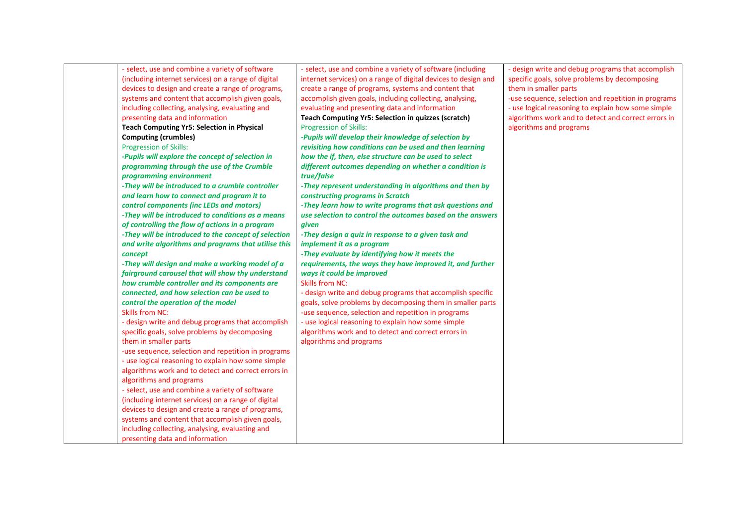| | | | |
|---|---|---|---|
| | - select, use and combine a variety of software (including internet services) on a range of digital devices to design and create a range of programs, systems and content that accomplish given goals, including collecting, analysing, evaluating and presenting data and information<br>**Teach Computing Yr5: Selection in Physical Computing (crumbles)**<br>Progression of Skills:<br>***-Pupils will explore the concept of selection in programming through the use of the Crumble programming environment***<br>***-They will be introduced to a crumble controller and learn how to connect and program it to control components (inc LEDs and motors)***<br>***-They will be introduced to conditions as a means of controlling the flow of actions in a program***<br>***-They will be introduced to the concept of selection and write algorithms and programs that utilise this concept***<br>***-They will design and make a working model of a fairground carousel that will show thy understand how crumble controller and its components are connected, and how selection can be used to control the operation of the model***<br>Skills from NC:<br>- design write and debug programs that accomplish specific goals, solve problems by decomposing them in smaller parts<br>-use sequence, selection and repetition in programs<br>- use logical reasoning to explain how some simple algorithms work and to detect and correct errors in algorithms and programs<br>- select, use and combine a variety of software (including internet services) on a range of digital devices to design and create a range of programs, systems and content that accomplish given goals, including collecting, analysing, evaluating and presenting data and information | - select, use and combine a variety of software (including internet services) on a range of digital devices to design and create a range of programs, systems and content that accomplish given goals, including collecting, analysing, evaluating and presenting data and information<br>**Teach Computing Yr5: Selection in quizzes (scratch)**<br>Progression of Skills:<br>***-Pupils will develop their knowledge of selection by revisiting how conditions can be used and then learning how the if, then, else structure can be used to select different outcomes depending on whether a condition is true/false***<br>***-They represent understanding in algorithms and then by constructing programs in Scratch***<br>***-They learn how to write programs that ask questions and use selection to control the outcomes based on the answers given***<br>***-They design a quiz in response to a given task and implement it as a program***<br>***-They evaluate by identifying how it meets the requirements, the ways they have improved it, and further ways it could be improved***<br>Skills from NC:<br>- design write and debug programs that accomplish specific goals, solve problems by decomposing them in smaller parts<br>-use sequence, selection and repetition in programs<br>- use logical reasoning to explain how some simple algorithms work and to detect and correct errors in algorithms and programs | - design write and debug programs that accomplish specific goals, solve problems by decomposing them in smaller parts<br>-use sequence, selection and repetition in programs<br>- use logical reasoning to explain how some simple algorithms work and to detect and correct errors in algorithms and programs |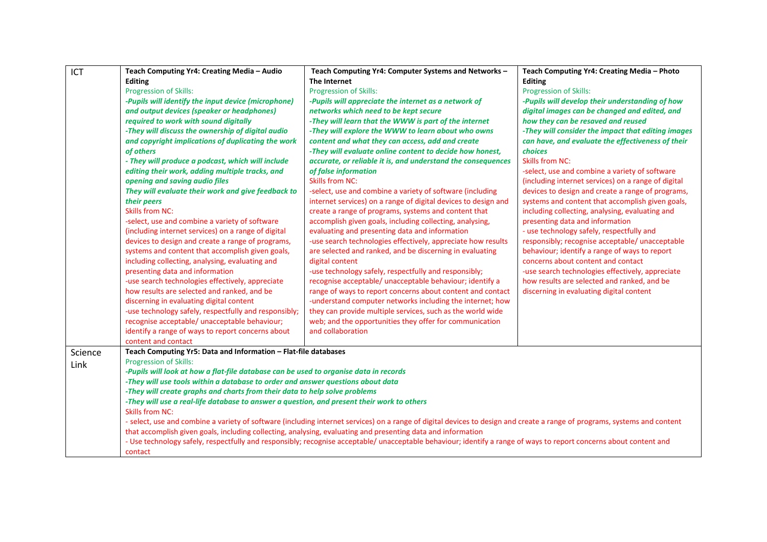| | | | |
|---|---|---|---|
| ICT | **Teach Computing Yr4: Creating Media – Audio Editing**<br>Progression of Skills:<br>***-Pupils will identify the input device (microphone) and output devices (speaker or headphones) required to work with sound digitally***<br>***-They will discuss the ownership of digital audio and copyright implications of duplicating the work of others***<br>***- They will produce a podcast, which will include editing their work, adding multiple tracks, and opening and saving audio files***<br>***They will evaluate their work and give feedback to their peers***<br>Skills from NC:<br>-select, use and combine a variety of software (including internet services) on a range of digital devices to design and create a range of programs, systems and content that accomplish given goals, including collecting, analysing, evaluating and presenting data and information<br>-use search technologies effectively, appreciate how results are selected and ranked, and be discerning in evaluating digital content<br>-use technology safely, respectfully and responsibly; recognise acceptable/ unacceptable behaviour; identify a range of ways to report concerns about content and contact | **Teach Computing Yr4: Computer Systems and Networks – The Internet**<br>Progression of Skills:<br>***-Pupils will appreciate the internet as a network of networks which need to be kept secure***<br>***-They will learn that the WWW is part of the internet***<br>***-They will explore the WWW to learn about who owns content and what they can access, add and create***<br>***-They will evaluate online content to decide how honest, accurate, or reliable it is, and understand the consequences of false information***<br>Skills from NC:<br>-select, use and combine a variety of software (including internet services) on a range of digital devices to design and create a range of programs, systems and content that accomplish given goals, including collecting, analysing, evaluating and presenting data and information<br>-use search technologies effectively, appreciate how results are selected and ranked, and be discerning in evaluating digital content<br>-use technology safely, respectfully and responsibly; recognise acceptable/ unacceptable behaviour; identify a range of ways to report concerns about content and contact<br>-understand computer networks including the internet; how they can provide multiple services, such as the world wide web; and the opportunities they offer for communication and collaboration | **Teach Computing Yr4: Creating Media – Photo Editing**<br>Progression of Skills:<br>***-Pupils will develop their understanding of how digital images can be changed and edited, and how they can be resaved and reused***<br>***-They will consider the impact that editing images can have, and evaluate the effectiveness of their choices***<br>Skills from NC:<br>-select, use and combine a variety of software (including internet services) on a range of digital devices to design and create a range of programs, systems and content that accomplish given goals, including collecting, analysing, evaluating and presenting data and information<br>- use technology safely, respectfully and responsibly; recognise acceptable/ unacceptable behaviour; identify a range of ways to report concerns about content and contact<br>-use search technologies effectively, appreciate how results are selected and ranked, and be discerning in evaluating digital content |
| Science Link | **Teach Computing Yr5: Data and Information – Flat-file databases**<br>Progression of Skills:<br>***-Pupils will look at how a flat-file database can be used to organise data in records***<br>***-They will use tools within a database to order and answer questions about data***<br>***-They will create graphs and charts from their data to help solve problems***<br>***-They will use a real-life database to answer a question, and present their work to others***<br>Skills from NC:<br>- select, use and combine a variety of software (including internet services) on a range of digital devices to design and create a range of programs, systems and content that accomplish given goals, including collecting, analysing, evaluating and presenting data and information<br>- Use technology safely, respectfully and responsibly; recognise acceptable/ unacceptable behaviour; identify a range of ways to report concerns about content and contact | | |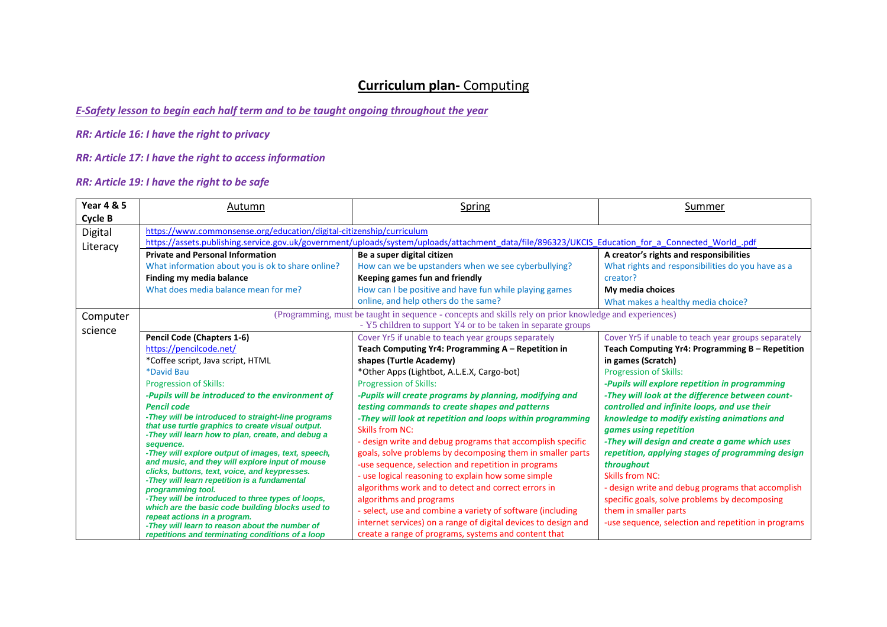# **Curriculum plan-** Computing

***E-Safety lesson to begin each half term and to be taught ongoing throughout the year***

***RR: Article 16: I have the right to privacy***

***RR: Article 17: I have the right to access information***

***RR: Article 19: I have the right to be safe***

| **Year 4 & 5 Cycle B** | Autumn | Spring | Summer |
|---|---|---|---|
| Digital Literacy | https://www.commonsense.org/education/digital-citizenship/curriculum<br>https://assets.publishing.service.gov.uk/government/uploads/system/uploads/attachment_data/file/896323/UKCIS_Education_for_a_Connected_World_.pdf | | |
| | **Private and Personal Information**<br>What information about you is ok to share online?<br>**Finding my media balance**<br>What does media balance mean for me? | **Be a super digital citizen**<br>How can we be upstanders when we see cyberbullying?<br>**Keeping games fun and friendly**<br>How can I be positive and have fun while playing games online, and help others do the same? | **A creator's rights and responsibilities**<br>What rights and responsibilities do you have as a creator?<br>**My media choices**<br>What makes a healthy media choice? |
| Computer science | (Programming, must be taught in sequence - concepts and skills rely on prior knowledge and experiences)<br>- Y5 children to support Y4 or to be taken in separate groups | | |
| | **Pencil Code (Chapters 1-6)**<br>https://pencilcode.net/<br>*Coffee script, Java script, HTML<br>*David Bau<br>Progression of Skills:<br>***-Pupils will be introduced to the environment of Pencil code***<br>***-They will be introduced to straight-line programs that use turtle graphics to create visual output.***<br>***-They will learn how to plan, create, and debug a sequence.***<br>***-They will explore output of images, text, speech, and music, and they will explore input of mouse clicks, buttons, text, voice, and keypresses.***<br>***-They will learn repetition is a fundamental programming tool.***<br>***-They will be introduced to three types of loops, which are the basic code building blocks used to repeat actions in a program.***<br>***-They will learn to reason about the number of repetitions and terminating conditions of a loop*** | Cover Yr5 if unable to teach year groups separately<br>**Teach Computing Yr4: Programming A – Repetition in shapes (Turtle Academy)**<br>*Other Apps (Lightbot, A.L.E.X, Cargo-bot)<br>Progression of Skills:<br>***-Pupils will create programs by planning, modifying and testing commands to create shapes and patterns***<br>***-They will look at repetition and loops within programming***<br>Skills from NC:<br>- design write and debug programs that accomplish specific goals, solve problems by decomposing them in smaller parts<br>-use sequence, selection and repetition in programs<br>- use logical reasoning to explain how some simple algorithms work and to detect and correct errors in algorithms and programs<br>- select, use and combine a variety of software (including internet services) on a range of digital devices to design and create a range of programs, systems and content that | Cover Yr5 if unable to teach year groups separately<br>**Teach Computing Yr4: Programming B – Repetition in games (Scratch)**<br>Progression of Skills:<br>***-Pupils will explore repetition in programming***<br>***-They will look at the difference between count-controlled and infinite loops, and use their knowledge to modify existing animations and games using repetition***<br>***-They will design and create a game which uses repetition, applying stages of programming design throughout***<br>Skills from NC:<br>- design write and debug programs that accomplish specific goals, solve problems by decomposing them in smaller parts<br>-use sequence, selection and repetition in programs |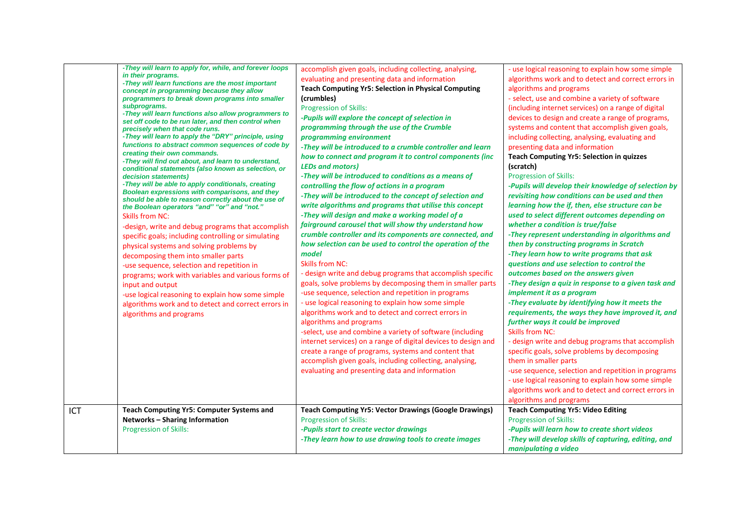| | | | |
|---|---|---|---|
| | ***-They will learn to apply for, while, and forever loops in their programs.***<br>***-They will learn functions are the most important concept in programming because they allow programmers to break down programs into smaller subprograms.***<br>***-They will learn functions also allow programmers to set off code to be run later, and then control when precisely when that code runs.***<br>***-They will learn to apply the "DRY" principle, using functions to abstract common sequences of code by creating their own commands.***<br>***-They will find out about, and learn to understand, conditional statements (also known as selection, or decision statements)***<br>***-They will be able to apply conditionals, creating Boolean expressions with comparisons, and they should be able to reason correctly about the use of the Boolean operators "and" "or" and "not."***<br>Skills from NC:<br>-design, write and debug programs that accomplish specific goals; including controlling or simulating physical systems and solving problems by decomposing them into smaller parts<br>-use sequence, selection and repetition in programs; work with variables and various forms of input and output<br>-use logical reasoning to explain how some simple algorithms work and to detect and correct errors in algorithms and programs | accomplish given goals, including collecting, analysing, evaluating and presenting data and information<br>**Teach Computing Yr5: Selection in Physical Computing (crumbles)**<br>Progression of Skills:<br>***-Pupils will explore the concept of selection in programming through the use of the Crumble programming environment***<br>***-They will be introduced to a crumble controller and learn how to connect and program it to control components (inc LEDs and motors)***<br>***-They will be introduced to conditions as a means of controlling the flow of actions in a program***<br>***-They will be introduced to the concept of selection and write algorithms and programs that utilise this concept***<br>***-They will design and make a working model of a fairground carousel that will show thy understand how crumble controller and its components are connected, and how selection can be used to control the operation of the model***<br>Skills from NC:<br>- design write and debug programs that accomplish specific goals, solve problems by decomposing them in smaller parts<br>-use sequence, selection and repetition in programs<br>- use logical reasoning to explain how some simple algorithms work and to detect and correct errors in algorithms and programs<br>-select, use and combine a variety of software (including internet services) on a range of digital devices to design and create a range of programs, systems and content that accomplish given goals, including collecting, analysing, evaluating and presenting data and information | - use logical reasoning to explain how some simple algorithms work and to detect and correct errors in algorithms and programs<br>- select, use and combine a variety of software (including internet services) on a range of digital devices to design and create a range of programs, systems and content that accomplish given goals, including collecting, analysing, evaluating and presenting data and information<br>**Teach Computing Yr5: Selection in quizzes (scratch)**<br>Progression of Skills:<br>***-Pupils will develop their knowledge of selection by revisiting how conditions can be used and then learning how the if, then, else structure can be used to select different outcomes depending on whether a condition is true/false***<br>***-They represent understanding in algorithms and then by constructing programs in Scratch***<br>***-They learn how to write programs that ask questions and use selection to control the outcomes based on the answers given***<br>***-They design a quiz in response to a given task and implement it as a program***<br>***-They evaluate by identifying how it meets the requirements, the ways they have improved it, and further ways it could be improved***<br>Skills from NC:<br>- design write and debug programs that accomplish specific goals, solve problems by decomposing them in smaller parts<br>-use sequence, selection and repetition in programs<br>- use logical reasoning to explain how some simple algorithms work and to detect and correct errors in algorithms and programs |
| ICT | **Teach Computing Yr5: Computer Systems and Networks – Sharing Information**<br>Progression of Skills: | **Teach Computing Yr5: Vector Drawings (Google Drawings)**<br>Progression of Skills:<br>***-Pupils start to create vector drawings***<br>***-They learn how to use drawing tools to create images*** | **Teach Computing Yr5: Video Editing**<br>Progression of Skills:<br>***-Pupils will learn how to create short videos***<br>***-They will develop skills of capturing, editing, and manipulating a video*** |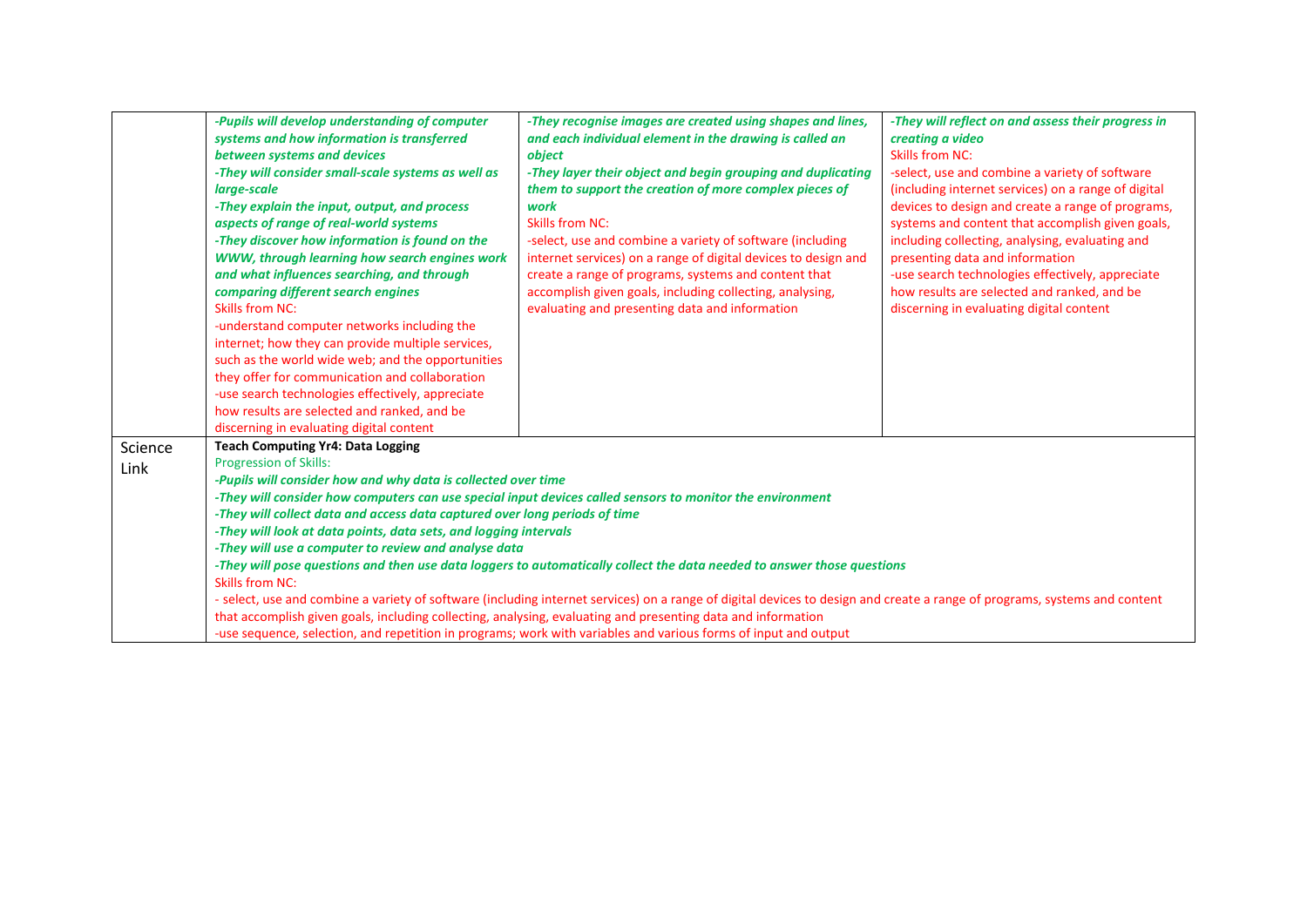| | | | |
|---|---|---|---|
| | ***-Pupils will develop understanding of computer systems and how information is transferred between systems and devices***<br>***-They will consider small-scale systems as well as large-scale***<br>***-They explain the input, output, and process aspects of range of real-world systems***<br>***-They discover how information is found on the WWW, through learning how search engines work and what influences searching, and through comparing different search engines***<br>Skills from NC:<br>-understand computer networks including the internet; how they can provide multiple services, such as the world wide web; and the opportunities they offer for communication and collaboration<br>-use search technologies effectively, appreciate how results are selected and ranked, and be discerning in evaluating digital content | ***-They recognise images are created using shapes and lines, and each individual element in the drawing is called an object***<br>***-They layer their object and begin grouping and duplicating them to support the creation of more complex pieces of work***<br>Skills from NC:<br>-select, use and combine a variety of software (including internet services) on a range of digital devices to design and create a range of programs, systems and content that accomplish given goals, including collecting, analysing, evaluating and presenting data and information | ***-They will reflect on and assess their progress in creating a video***<br>Skills from NC:<br>-select, use and combine a variety of software (including internet services) on a range of digital devices to design and create a range of programs, systems and content that accomplish given goals, including collecting, analysing, evaluating and presenting data and information<br>-use search technologies effectively, appreciate how results are selected and ranked, and be discerning in evaluating digital content |
| Science Link | **Teach Computing Yr4: Data Logging**<br>Progression of Skills:<br>***-Pupils will consider how and why data is collected over time***<br>***-They will consider how computers can use special input devices called sensors to monitor the environment***<br>***-They will collect data and access data captured over long periods of time***<br>***-They will look at data points, data sets, and logging intervals***<br>***-They will use a computer to review and analyse data***<br>***-They will pose questions and then use data loggers to automatically collect the data needed to answer those questions***<br>Skills from NC:<br>- select, use and combine a variety of software (including internet services) on a range of digital devices to design and create a range of programs, systems and content that accomplish given goals, including collecting, analysing, evaluating and presenting data and information<br>-use sequence, selection, and repetition in programs; work with variables and various forms of input and output | | |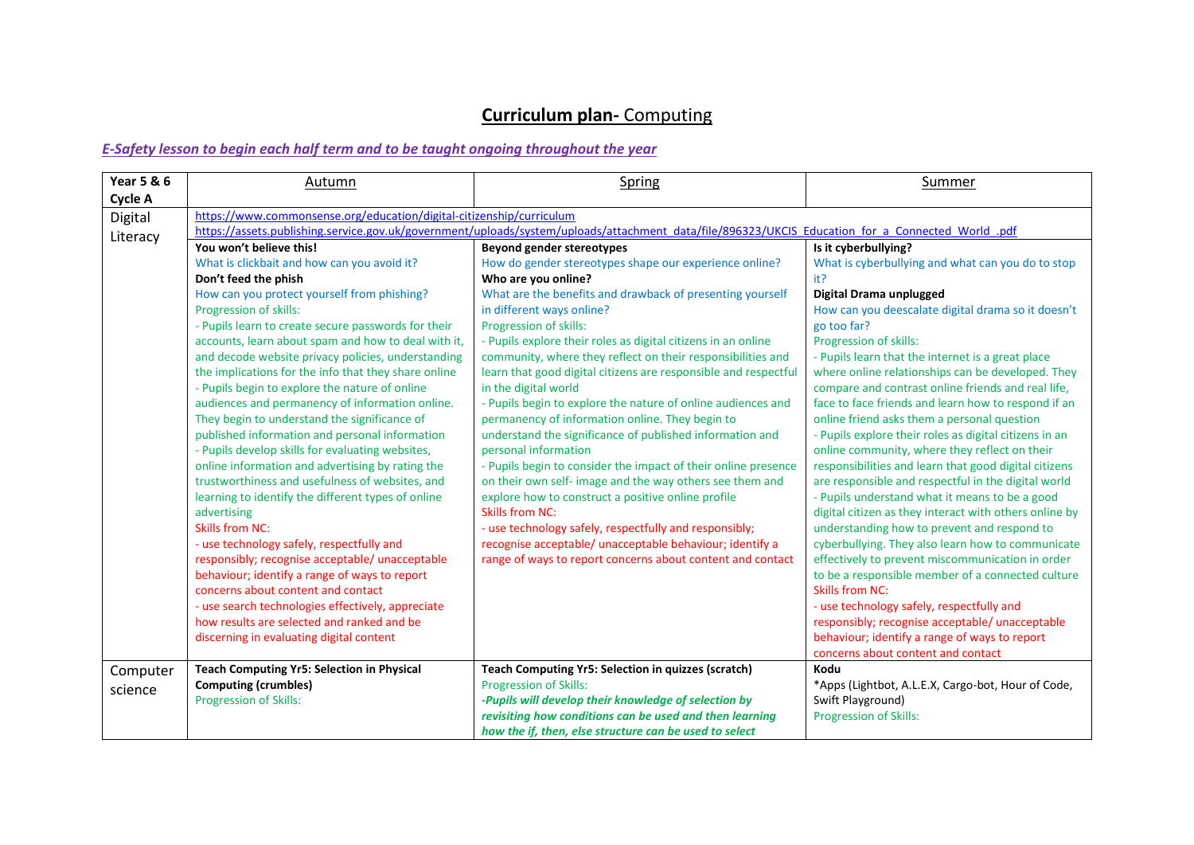# **Curriculum plan-** Computing

***E-Safety lesson to begin each half term and to be taught ongoing throughout the year***

| **Year 5 & 6 Cycle A** | Autumn | Spring | Summer |
|---|---|---|---|
| Digital Literacy | https://www.commonsense.org/education/digital-citizenship/curriculum<br>https://assets.publishing.service.gov.uk/government/uploads/system/uploads/attachment_data/file/896323/UKCIS_Education_for_a_Connected_World_.pdf | | |
| | **You won't believe this!**<br>What is clickbait and how can you avoid it?<br>**Don't feed the phish**<br>How can you protect yourself from phishing?<br>Progression of skills:<br>- Pupils learn to create secure passwords for their accounts, learn about spam and how to deal with it, and decode website privacy policies, understanding the implications for the info that they share online<br>- Pupils begin to explore the nature of online audiences and permanency of information online. They begin to understand the significance of published information and personal information<br>- Pupils develop skills for evaluating websites, online information and advertising by rating the trustworthiness and usefulness of websites, and learning to identify the different types of online advertising<br>Skills from NC:<br>- use technology safely, respectfully and responsibly; recognise acceptable/ unacceptable behaviour; identify a range of ways to report concerns about content and contact<br>- use search technologies effectively, appreciate how results are selected and ranked and be discerning in evaluating digital content | **Beyond gender stereotypes**<br>How do gender stereotypes shape our experience online?<br>**Who are you online?**<br>What are the benefits and drawback of presenting yourself in different ways online?<br>Progression of skills:<br>- Pupils explore their roles as digital citizens in an online community, where they reflect on their responsibilities and learn that good digital citizens are responsible and respectful in the digital world<br>- Pupils begin to explore the nature of online audiences and permanency of information online. They begin to understand the significance of published information and personal information<br>- Pupils begin to consider the impact of their online presence on their own self- image and the way others see them and explore how to construct a positive online profile<br>Skills from NC:<br>- use technology safely, respectfully and responsibly; recognise acceptable/ unacceptable behaviour; identify a range of ways to report concerns about content and contact | **Is it cyberbullying?**<br>What is cyberbullying and what can you do to stop it?<br>**Digital Drama unplugged**<br>How can you deescalate digital drama so it doesn't go too far?<br>Progression of skills:<br>- Pupils learn that the internet is a great place where online relationships can be developed. They compare and contrast online friends and real life, face to face friends and learn how to respond if an online friend asks them a personal question<br>- Pupils explore their roles as digital citizens in an online community, where they reflect on their responsibilities and learn that good digital citizens are responsible and respectful in the digital world<br>- Pupils understand what it means to be a good digital citizen as they interact with others online by understanding how to prevent and respond to cyberbullying. They also learn how to communicate effectively to prevent miscommunication in order to be a responsible member of a connected culture<br>Skills from NC:<br>- use technology safely, respectfully and responsibly; recognise acceptable/ unacceptable behaviour; identify a range of ways to report concerns about content and contact |
| Computer science | **Teach Computing Yr5: Selection in Physical Computing (crumbles)**<br>Progression of Skills: | **Teach Computing Yr5: Selection in quizzes (scratch)**<br>Progression of Skills:<br>***-Pupils will develop their knowledge of selection by revisiting how conditions can be used and then learning how the if, then, else structure can be used to select*** | **Kodu**<br>*Apps (Lightbot, A.L.E.X, Cargo-bot, Hour of Code, Swift Playground)<br>Progression of Skills: |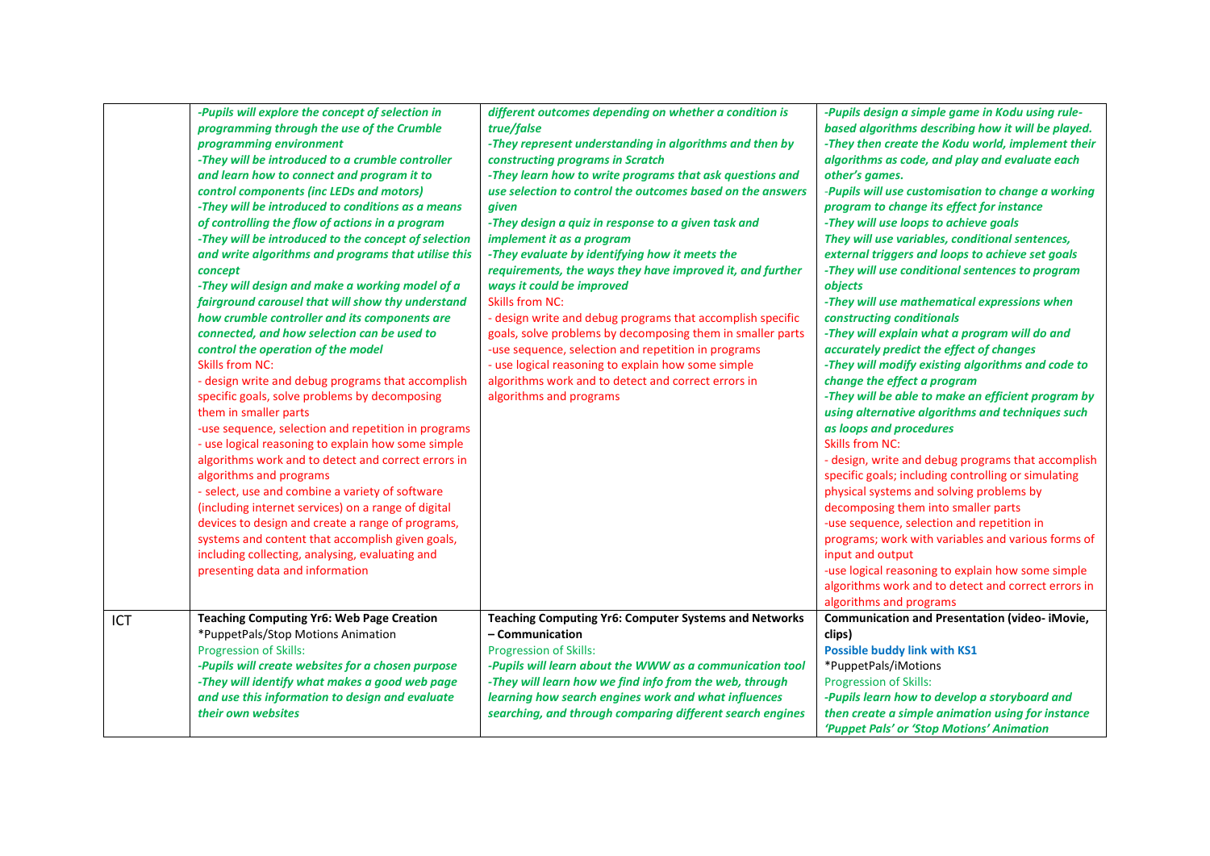| | | | |
|---|---|---|---|
| | *-Pupils will explore the concept of selection in programming through the use of the Crumble programming environment*<br>*-They will be introduced to a crumble controller and learn how to connect and program it to control components (inc LEDs and motors)*<br>*-They will be introduced to conditions as a means of controlling the flow of actions in a program*<br>*-They will be introduced to the concept of selection and write algorithms and programs that utilise this concept*<br>*-They will design and make a working model of a fairground carousel that will show thy understand how crumble controller and its components are connected, and how selection can be used to control the operation of the model*<br>Skills from NC:<br>- design write and debug programs that accomplish specific goals, solve problems by decomposing them in smaller parts<br>-use sequence, selection and repetition in programs<br>- use logical reasoning to explain how some simple algorithms work and to detect and correct errors in algorithms and programs<br>- select, use and combine a variety of software (including internet services) on a range of digital devices to design and create a range of programs, systems and content that accomplish given goals, including collecting, analysing, evaluating and presenting data and information | *different outcomes depending on whether a condition is true/false*<br>*-They represent understanding in algorithms and then by constructing programs in Scratch*<br>*-They learn how to write programs that ask questions and use selection to control the outcomes based on the answers given*<br>*-They design a quiz in response to a given task and implement it as a program*<br>*-They evaluate by identifying how it meets the requirements, the ways they have improved it, and further ways it could be improved*<br>Skills from NC:<br>- design write and debug programs that accomplish specific goals, solve problems by decomposing them in smaller parts<br>-use sequence, selection and repetition in programs<br>- use logical reasoning to explain how some simple algorithms work and to detect and correct errors in algorithms and programs | *-Pupils design a simple game in Kodu using rule-based algorithms describing how it will be played.*<br>*-They then create the Kodu world, implement their algorithms as code, and play and evaluate each other's games.*<br>*-Pupils will use customisation to change a working program to change its effect for instance*<br>*-They will use loops to achieve goals*<br>*They will use variables, conditional sentences, external triggers and loops to achieve set goals*<br>*-They will use conditional sentences to program objects*<br>*-They will use mathematical expressions when constructing conditionals*<br>*-They will explain what a program will do and accurately predict the effect of changes*<br>*-They will modify existing algorithms and code to change the effect a program*<br>*-They will be able to make an efficient program by using alternative algorithms and techniques such as loops and procedures*<br>Skills from NC:<br>- design, write and debug programs that accomplish specific goals; including controlling or simulating physical systems and solving problems by decomposing them into smaller parts<br>-use sequence, selection and repetition in programs; work with variables and various forms of input and output<br>-use logical reasoning to explain how some simple algorithms work and to detect and correct errors in algorithms and programs |
| ICT | **Teaching Computing Yr6: Web Page Creation**<br>*PuppetPals/Stop Motions Animation<br>Progression of Skills:<br>*-Pupils will create websites for a chosen purpose*<br>*-They will identify what makes a good web page and use this information to design and evaluate their own websites* | **Teaching Computing Yr6: Computer Systems and Networks – Communication**<br>Progression of Skills:<br>*-Pupils will learn about the WWW as a communication tool*<br>*-They will learn how we find info from the web, through learning how search engines work and what influences searching, and through comparing different search engines* | **Communication and Presentation (video- iMovie, clips)**<br>**Possible buddy link with KS1**<br>*PuppetPals/iMotions<br>Progression of Skills:<br>*-Pupils learn how to develop a storyboard and then create a simple animation using for instance 'Puppet Pals' or 'Stop Motions' Animation* |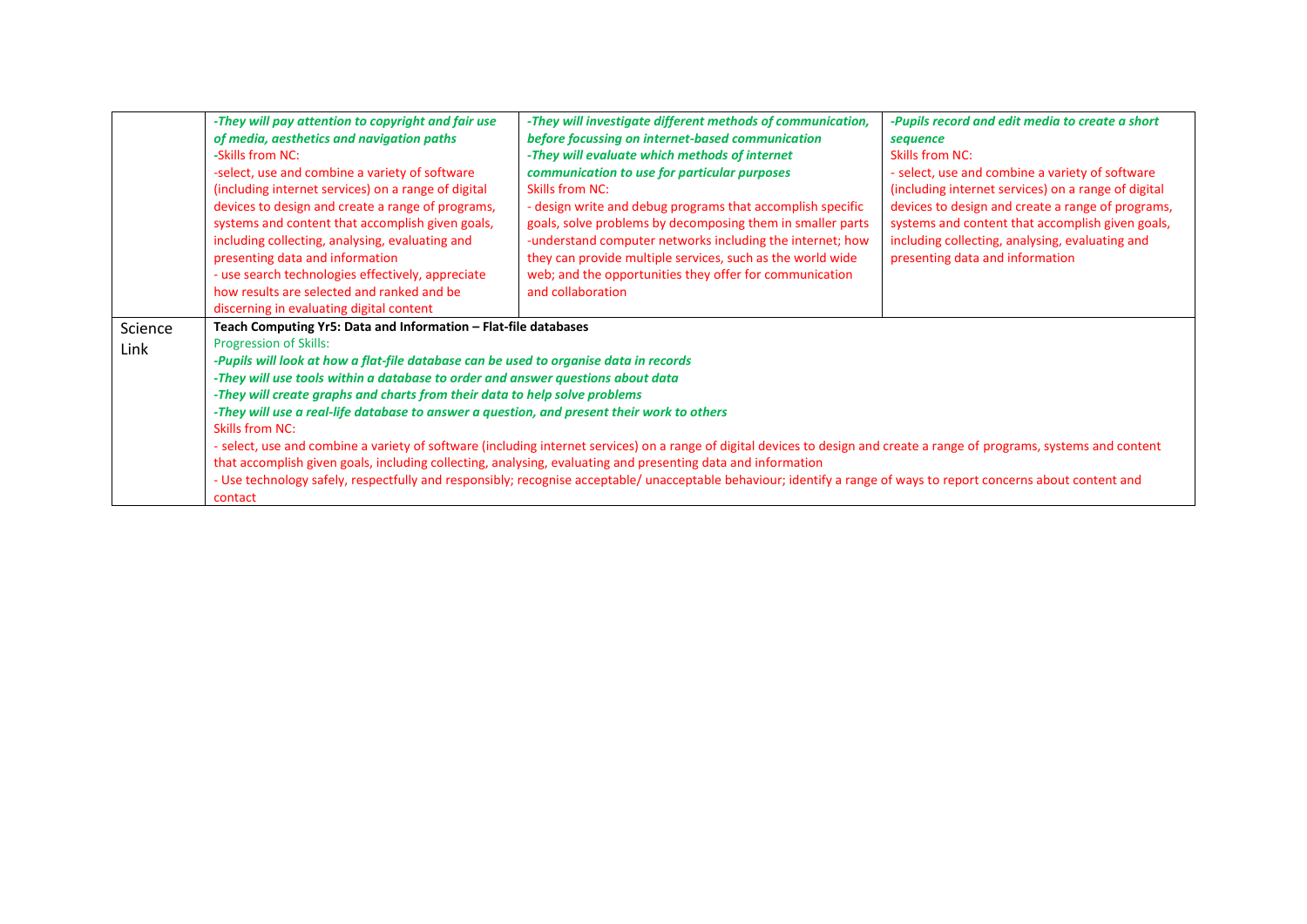| | | | |
|---|---|---|---|
| | ***-They will pay attention to copyright and fair use of media, aesthetics and navigation paths***<br>-Skills from NC:<br>-select, use and combine a variety of software (including internet services) on a range of digital devices to design and create a range of programs, systems and content that accomplish given goals, including collecting, analysing, evaluating and presenting data and information<br>- use search technologies effectively, appreciate how results are selected and ranked and be discerning in evaluating digital content | ***-They will investigate different methods of communication, before focussing on internet-based communication***<br>***-They will evaluate which methods of internet communication to use for particular purposes***<br>Skills from NC:<br>- design write and debug programs that accomplish specific goals, solve problems by decomposing them in smaller parts<br>-understand computer networks including the internet; how they can provide multiple services, such as the world wide web; and the opportunities they offer for communication and collaboration | ***-Pupils record and edit media to create a short sequence***<br>Skills from NC:<br>- select, use and combine a variety of software (including internet services) on a range of digital devices to design and create a range of programs, systems and content that accomplish given goals, including collecting, analysing, evaluating and presenting data and information |
| Science Link | **Teach Computing Yr5: Data and Information – Flat-file databases**<br>Progression of Skills:<br>***-Pupils will look at how a flat-file database can be used to organise data in records***<br>***-They will use tools within a database to order and answer questions about data***<br>***-They will create graphs and charts from their data to help solve problems***<br>***-They will use a real-life database to answer a question, and present their work to others***<br>Skills from NC:<br>- select, use and combine a variety of software (including internet services) on a range of digital devices to design and create a range of programs, systems and content that accomplish given goals, including collecting, analysing, evaluating and presenting data and information<br>- Use technology safely, respectfully and responsibly; recognise acceptable/ unacceptable behaviour; identify a range of ways to report concerns about content and contact | | |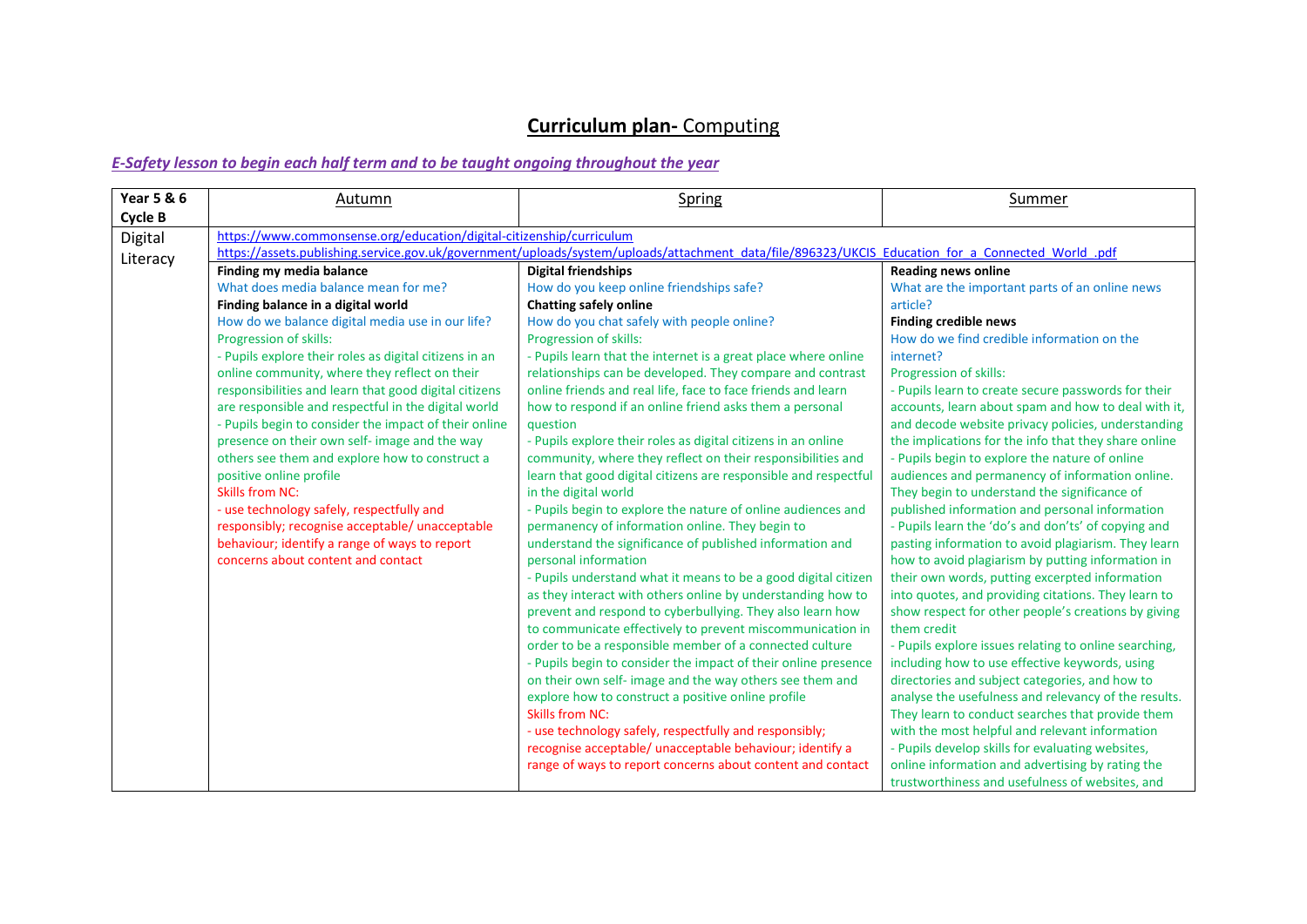# **Curriculum plan-** Computing

***E-Safety lesson to begin each half term and to be taught ongoing throughout the year***

| **Year 5 & 6 Cycle B** | Autumn | Spring | Summer |
|---|---|---|---|
| Digital Literacy | https://www.commonsense.org/education/digital-citizenship/curriculum<br>https://assets.publishing.service.gov.uk/government/uploads/system/uploads/attachment_data/file/896323/UKCIS_Education_for_a_Connected_World_.pdf | | |
| | **Finding my media balance**<br>What does media balance mean for me?<br>**Finding balance in a digital world**<br>How do we balance digital media use in our life?<br>Progression of skills:<br>- Pupils explore their roles as digital citizens in an online community, where they reflect on their responsibilities and learn that good digital citizens are responsible and respectful in the digital world<br>- Pupils begin to consider the impact of their online presence on their own self- image and the way others see them and explore how to construct a positive online profile<br>Skills from NC:<br>- use technology safely, respectfully and responsibly; recognise acceptable/ unacceptable behaviour; identify a range of ways to report concerns about content and contact | **Digital friendships**<br>How do you keep online friendships safe?<br>**Chatting safely online**<br>How do you chat safely with people online?<br>Progression of skills:<br>- Pupils learn that the internet is a great place where online relationships can be developed. They compare and contrast online friends and real life, face to face friends and learn how to respond if an online friend asks them a personal question<br>- Pupils explore their roles as digital citizens in an online community, where they reflect on their responsibilities and learn that good digital citizens are responsible and respectful in the digital world<br>- Pupils begin to explore the nature of online audiences and permanency of information online. They begin to understand the significance of published information and personal information<br>- Pupils understand what it means to be a good digital citizen as they interact with others online by understanding how to prevent and respond to cyberbullying. They also learn how to communicate effectively to prevent miscommunication in order to be a responsible member of a connected culture<br>- Pupils begin to consider the impact of their online presence on their own self- image and the way others see them and explore how to construct a positive online profile<br>Skills from NC:<br>- use technology safely, respectfully and responsibly; recognise acceptable/ unacceptable behaviour; identify a range of ways to report concerns about content and contact | **Reading news online**<br>What are the important parts of an online news article?<br>**Finding credible news**<br>How do we find credible information on the internet?<br>Progression of skills:<br>- Pupils learn to create secure passwords for their accounts, learn about spam and how to deal with it, and decode website privacy policies, understanding the implications for the info that they share online<br>- Pupils begin to explore the nature of online audiences and permanency of information online. They begin to understand the significance of published information and personal information<br>- Pupils learn the 'do's and don'ts' of copying and pasting information to avoid plagiarism. They learn how to avoid plagiarism by putting information in their own words, putting excerpted information into quotes, and providing citations. They learn to show respect for other people's creations by giving them credit<br>- Pupils explore issues relating to online searching, including how to use effective keywords, using directories and subject categories, and how to analyse the usefulness and relevancy of the results. They learn to conduct searches that provide them with the most helpful and relevant information<br>- Pupils develop skills for evaluating websites, online information and advertising by rating the trustworthiness and usefulness of websites, and |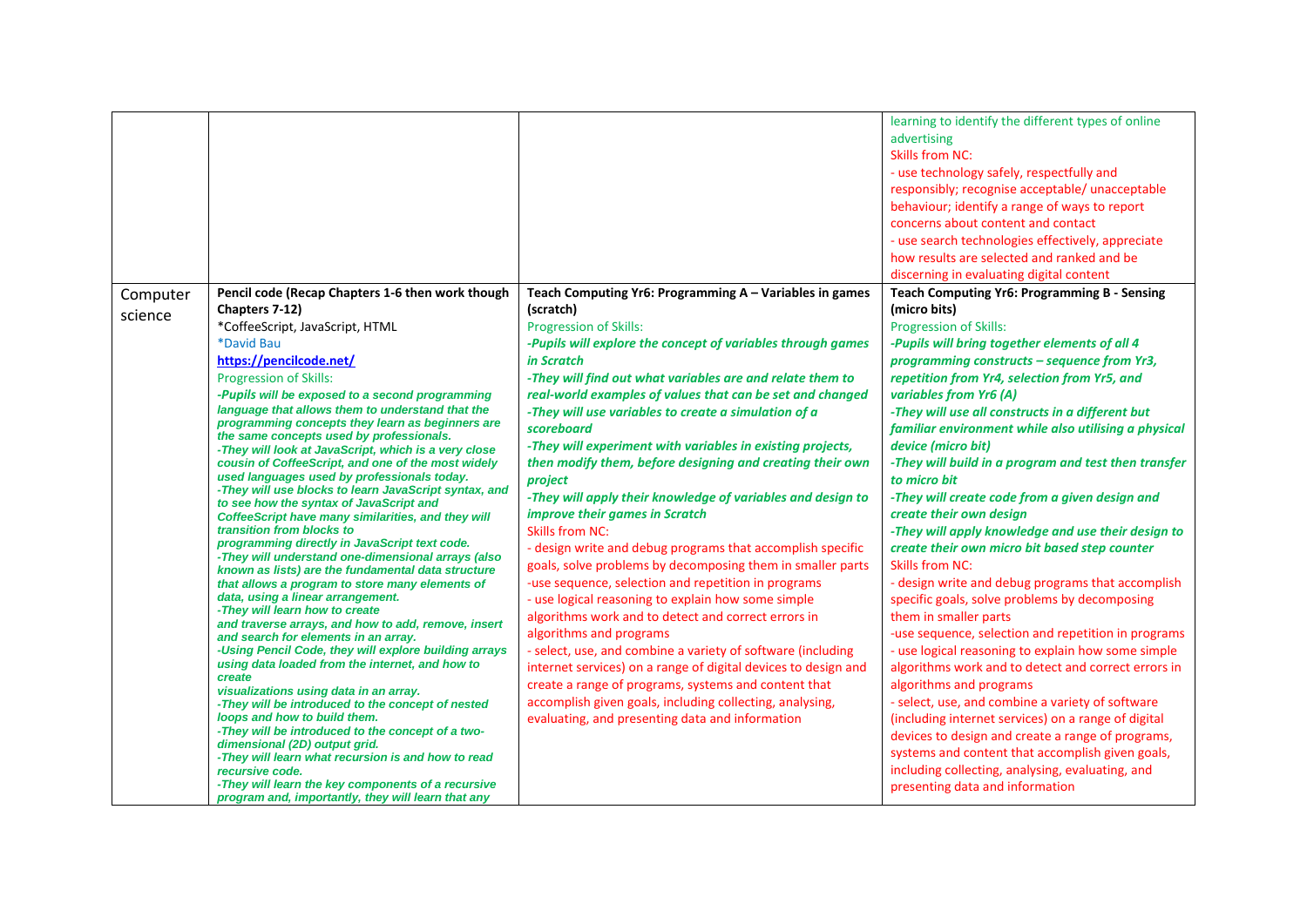| | | | |
|---|---|---|---|
| | | | learning to identify the different types of online advertising<br>Skills from NC:<br>- use technology safely, respectfully and responsibly; recognise acceptable/ unacceptable behaviour; identify a range of ways to report concerns about content and contact<br>- use search technologies effectively, appreciate how results are selected and ranked and be discerning in evaluating digital content |
| Computer science | **Pencil code (Recap Chapters 1-6 then work though Chapters 7-12)**<br>*CoffeeScript, JavaScript, HTML<br>*David Bau<br>**https://pencilcode.net/**<br>Progression of Skills:<br>***-Pupils will be exposed to a second programming language that allows them to understand that the programming concepts they learn as beginners are the same concepts used by professionals.***<br>***-They will look at JavaScript, which is a very close cousin of CoffeeScript, and one of the most widely used languages used by professionals today.***<br>***-They will use blocks to learn JavaScript syntax, and to see how the syntax of JavaScript and CoffeeScript have many similarities, and they will transition from blocks to programming directly in JavaScript text code.***<br>***-They will understand one-dimensional arrays (also known as lists) are the fundamental data structure that allows a program to store many elements of data, using a linear arrangement.***<br>***-They will learn how to create and traverse arrays, and how to add, remove, insert and search for elements in an array.***<br>***-Using Pencil Code, they will explore building arrays using data loaded from the internet, and how to create visualizations using data in an array.***<br>***-They will be introduced to the concept of nested loops and how to build them.***<br>***-They will be introduced to the concept of a two-dimensional (2D) output grid.***<br>***-They will learn what recursion is and how to read recursive code.***<br>***-They will learn the key components of a recursive program and, importantly, they will learn that any*** | **Teach Computing Yr6: Programming A – Variables in games (scratch)**<br>Progression of Skills:<br>***-Pupils will explore the concept of variables through games in Scratch***<br>***-They will find out what variables are and relate them to real-world examples of values that can be set and changed***<br>***-They will use variables to create a simulation of a scoreboard***<br>***-They will experiment with variables in existing projects, then modify them, before designing and creating their own project***<br>***-They will apply their knowledge of variables and design to improve their games in Scratch***<br>Skills from NC:<br>- design write and debug programs that accomplish specific goals, solve problems by decomposing them in smaller parts<br>-use sequence, selection and repetition in programs<br>- use logical reasoning to explain how some simple algorithms work and to detect and correct errors in algorithms and programs<br>- select, use, and combine a variety of software (including internet services) on a range of digital devices to design and create a range of programs, systems and content that accomplish given goals, including collecting, analysing, evaluating, and presenting data and information | **Teach Computing Yr6: Programming B - Sensing (micro bits)**<br>Progression of Skills:<br>***-Pupils will bring together elements of all 4 programming constructs – sequence from Yr3, repetition from Yr4, selection from Yr5, and variables from Yr6 (A)***<br>***-They will use all constructs in a different but familiar environment while also utilising a physical device (micro bit)***<br>***-They will build in a program and test then transfer to micro bit***<br>***-They will create code from a given design and create their own design***<br>***-They will apply knowledge and use their design to create their own micro bit based step counter***<br>Skills from NC:<br>- design write and debug programs that accomplish specific goals, solve problems by decomposing them in smaller parts<br>-use sequence, selection and repetition in programs<br>- use logical reasoning to explain how some simple algorithms work and to detect and correct errors in algorithms and programs<br>- select, use, and combine a variety of software (including internet services) on a range of digital devices to design and create a range of programs, systems and content that accomplish given goals, including collecting, analysing, evaluating, and presenting data and information |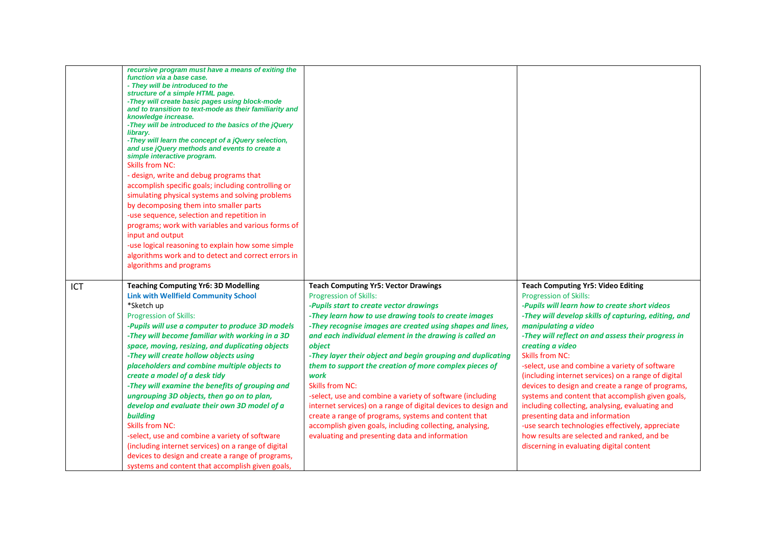| | | | |
|---|---|---|---|
| | ***recursive program must have a means of exiting the function via a base case.***<br>***- They will be introduced to the structure of a simple HTML page.***<br>***-They will create basic pages using block-mode and to transition to text-mode as their familiarity and knowledge increase.***<br>***-They will be introduced to the basics of the jQuery library.***<br>***-They will learn the concept of a jQuery selection, and use jQuery methods and events to create a simple interactive program.***<br>Skills from NC:<br>- design, write and debug programs that accomplish specific goals; including controlling or simulating physical systems and solving problems by decomposing them into smaller parts<br>-use sequence, selection and repetition in programs; work with variables and various forms of input and output<br>-use logical reasoning to explain how some simple algorithms work and to detect and correct errors in algorithms and programs | | |
| ICT | **Teaching Computing Yr6: 3D Modelling**<br>**Link with Wellfield Community School**<br>*Sketch up<br>Progression of Skills:<br>***-Pupils will use a computer to produce 3D models***<br>***-They will become familiar with working in a 3D space, moving, resizing, and duplicating objects***<br>***-They will create hollow objects using placeholders and combine multiple objects to create a model of a desk tidy***<br>***-They will examine the benefits of grouping and ungrouping 3D objects, then go on to plan, develop and evaluate their own 3D model of a building***<br>Skills from NC:<br>-select, use and combine a variety of software (including internet services) on a range of digital devices to design and create a range of programs, systems and content that accomplish given goals, | **Teaching Computing Yr5: Vector Drawings**<br>Progression of Skills:<br>***-Pupils start to create vector drawings***<br>***-They learn how to use drawing tools to create images***<br>***-They recognise images are created using shapes and lines, and each individual element in the drawing is called an object***<br>***-They layer their object and begin grouping and duplicating them to support the creation of more complex pieces of work***<br>Skills from NC:<br>-select, use and combine a variety of software (including internet services) on a range of digital devices to design and create a range of programs, systems and content that accomplish given goals, including collecting, analysing, evaluating and presenting data and information | **Teaching Computing Yr5: Video Editing**<br>Progression of Skills:<br>***-Pupils will learn how to create short videos***<br>***-They will develop skills of capturing, editing, and manipulating a video***<br>***-They will reflect on and assess their progress in creating a video***<br>Skills from NC:<br>-select, use and combine a variety of software (including internet services) on a range of digital devices to design and create a range of programs, systems and content that accomplish given goals, including collecting, analysing, evaluating and presenting data and information<br>-use search technologies effectively, appreciate how results are selected and ranked, and be discerning in evaluating digital content |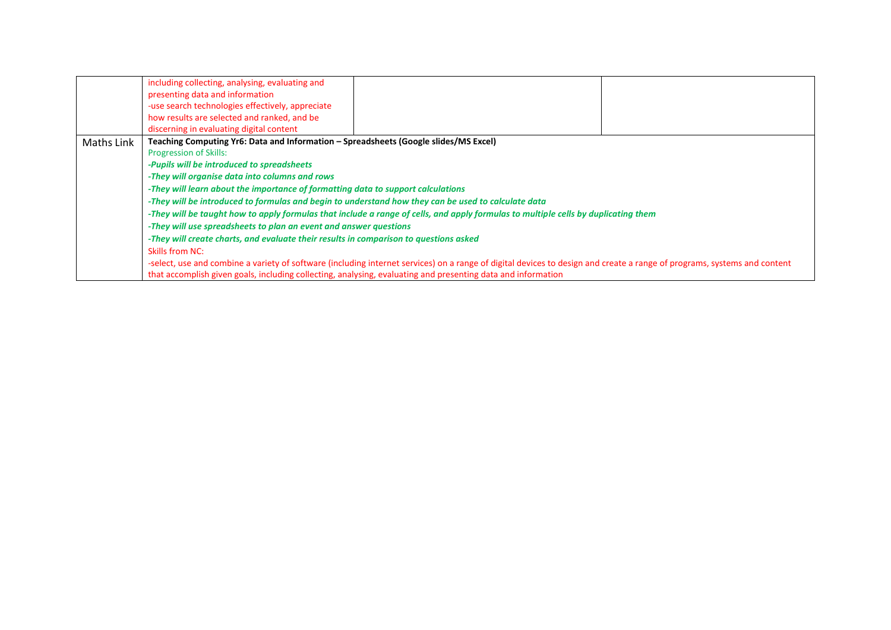| | | | |
|---|---|---|---|
| | including collecting, analysing, evaluating and presenting data and information<br>-use search technologies effectively, appreciate how results are selected and ranked, and be discerning in evaluating digital content | | |
| Maths Link | **Teaching Computing Yr6: Data and Information – Spreadsheets (Google slides/MS Excel)**<br>Progression of Skills:<br>***-Pupils will be introduced to spreadsheets***<br>***-They will organise data into columns and rows***<br>***-They will learn about the importance of formatting data to support calculations***<br>***-They will be introduced to formulas and begin to understand how they can be used to calculate data***<br>***-They will be taught how to apply formulas that include a range of cells, and apply formulas to multiple cells by duplicating them***<br>***-They will use spreadsheets to plan an event and answer questions***<br>***-They will create charts, and evaluate their results in comparison to questions asked***<br>Skills from NC:<br>-select, use and combine a variety of software (including internet services) on a range of digital devices to design and create a range of programs, systems and content that accomplish given goals, including collecting, analysing, evaluating and presenting data and information | | |